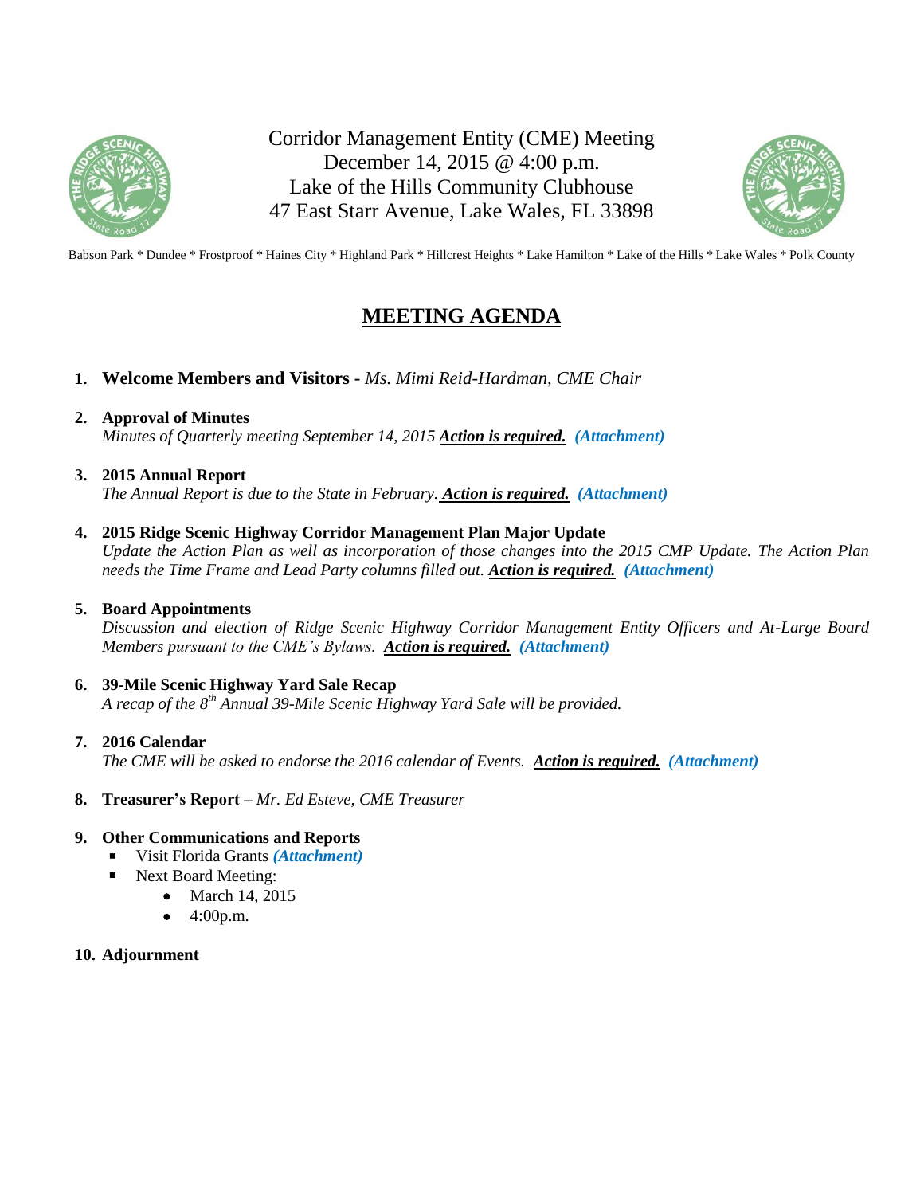Corridor Management Entity (CME) Meeting
December 14, 2015 @ 4:00 p.m.
Lake of the Hills Community Clubhouse
47 East Starr Avenue, Lake Wales, FL 33898

Babson Park * Dundee * Frostproof * Haines City * Highland Park * Hillcrest Heights * Lake Hamilton * Lake of the Hills * Lake Wales * Polk County

# MEETING AGENDA

1. **Welcome Members and Visitors** - *Ms. Mimi Reid-Hardman, CME Chair*

2. **Approval of Minutes**
   *Minutes of Quarterly meeting September 14, 2015* ***Action is required.*** ***(Attachment)***

3. **2015 Annual Report**
   *The Annual Report is due to the State in February.* ***Action is required.*** ***(Attachment)***

4. **2015 Ridge Scenic Highway Corridor Management Plan Major Update**
   *Update the Action Plan as well as incorporation of those changes into the 2015 CMP Update. The Action Plan needs the Time Frame and Lead Party columns filled out.* ***Action is required.*** ***(Attachment)***

5. **Board Appointments**
   *Discussion and election of Ridge Scenic Highway Corridor Management Entity Officers and At-Large Board Members pursuant to the CME's Bylaws.* ***Action is required.*** ***(Attachment)***

6. **39-Mile Scenic Highway Yard Sale Recap**
   *A recap of the 8th Annual 39-Mile Scenic Highway Yard Sale will be provided.*

7. **2016 Calendar**
   *The CME will be asked to endorse the 2016 calendar of Events.* ***Action is required.*** ***(Attachment)***

8. **Treasurer's Report** – *Mr. Ed Esteve, CME Treasurer*

9. **Other Communications and Reports**
   - Visit Florida Grants ***(Attachment)***
   - Next Board Meeting:
     - March 14, 2015
     - 4:00p.m.

10. **Adjournment**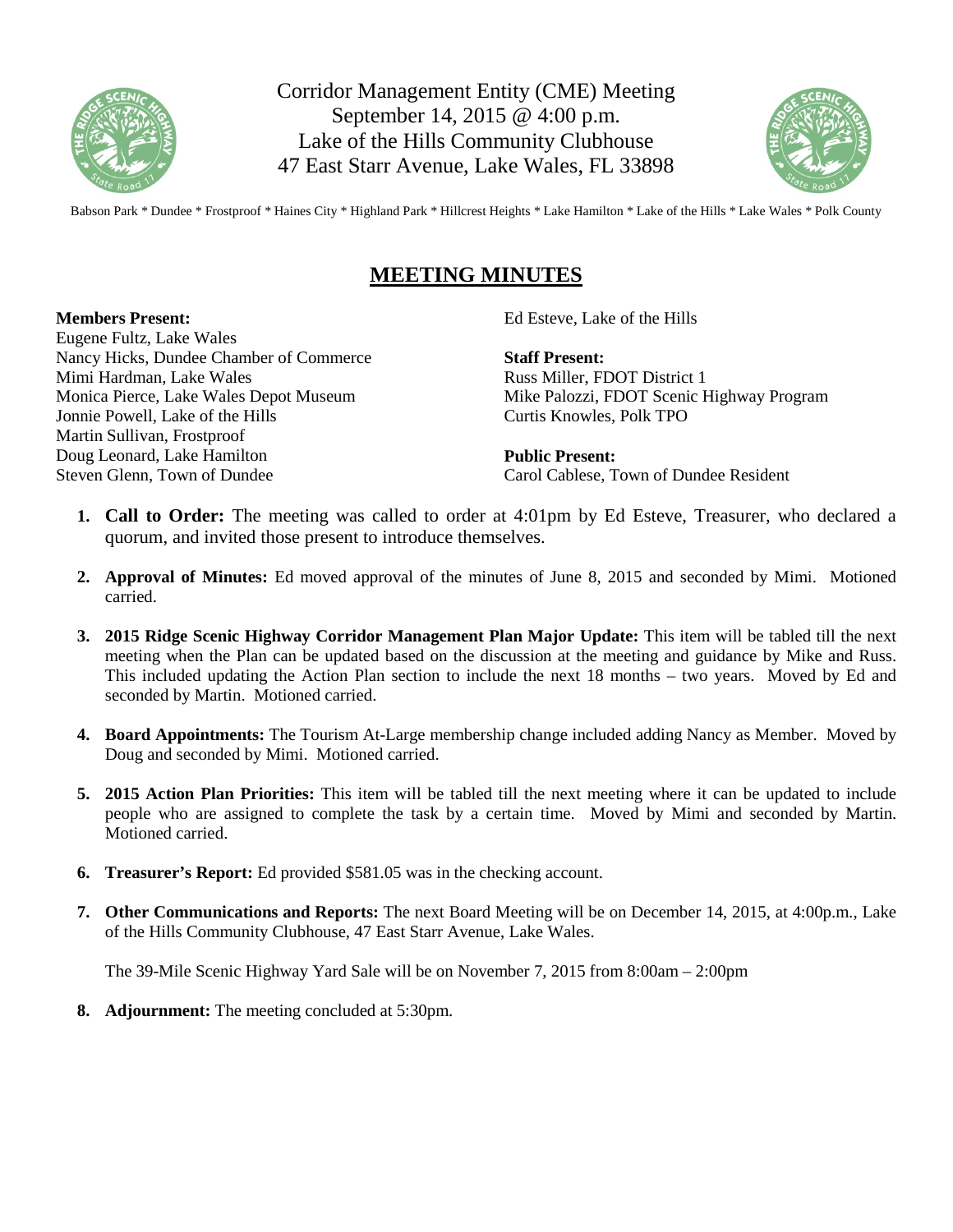Corridor Management Entity (CME) Meeting
September 14, 2015 @ 4:00 p.m.
Lake of the Hills Community Clubhouse
47 East Starr Avenue, Lake Wales, FL 33898

Babson Park * Dundee * Frostproof * Haines City * Highland Park * Hillcrest Heights * Lake Hamilton * Lake of the Hills * Lake Wales * Polk County

# MEETING MINUTES

**Members Present:**
Eugene Fultz, Lake Wales
Nancy Hicks, Dundee Chamber of Commerce
Mimi Hardman, Lake Wales
Monica Pierce, Lake Wales Depot Museum
Jonnie Powell, Lake of the Hills
Martin Sullivan, Frostproof
Doug Leonard, Lake Hamilton
Steven Glenn, Town of Dundee
Ed Esteve, Lake of the Hills

**Staff Present:**
Russ Miller, FDOT District 1
Mike Palozzi, FDOT Scenic Highway Program
Curtis Knowles, Polk TPO

**Public Present:**
Carol Cablese, Town of Dundee Resident

1. **Call to Order:** The meeting was called to order at 4:01pm by Ed Esteve, Treasurer, who declared a quorum, and invited those present to introduce themselves.

2. **Approval of Minutes:** Ed moved approval of the minutes of June 8, 2015 and seconded by Mimi. Motioned carried.

3. **2015 Ridge Scenic Highway Corridor Management Plan Major Update:** This item will be tabled till the next meeting when the Plan can be updated based on the discussion at the meeting and guidance by Mike and Russ. This included updating the Action Plan section to include the next 18 months – two years. Moved by Ed and seconded by Martin. Motioned carried.

4. **Board Appointments:** The Tourism At-Large membership change included adding Nancy as Member. Moved by Doug and seconded by Mimi. Motioned carried.

5. **2015 Action Plan Priorities:** This item will be tabled till the next meeting where it can be updated to include people who are assigned to complete the task by a certain time. Moved by Mimi and seconded by Martin. Motioned carried.

6. **Treasurer's Report:** Ed provided $581.05 was in the checking account.

7. **Other Communications and Reports:** The next Board Meeting will be on December 14, 2015, at 4:00p.m., Lake of the Hills Community Clubhouse, 47 East Starr Avenue, Lake Wales.

   The 39-Mile Scenic Highway Yard Sale will be on November 7, 2015 from 8:00am – 2:00pm

8. **Adjournment:** The meeting concluded at 5:30pm.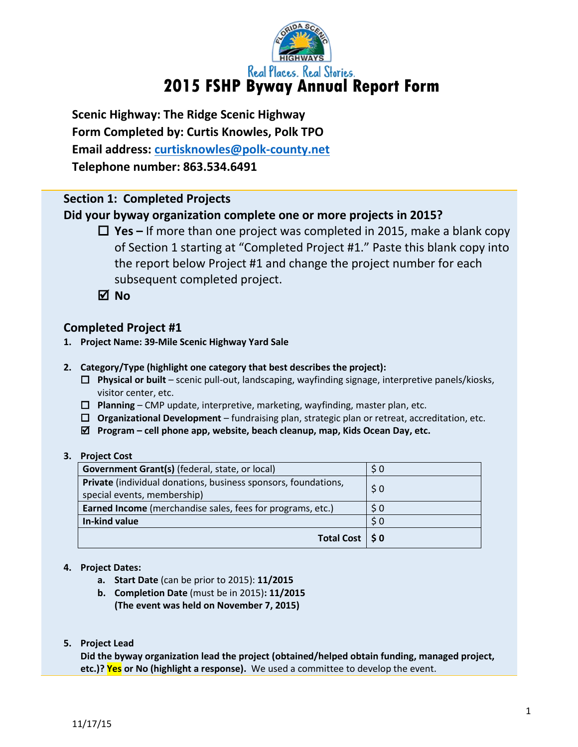Real Places. Real Stories.

# 2015 FSHP Byway Annual Report Form

**Scenic Highway: The Ridge Scenic Highway**
**Form Completed by: Curtis Knowles, Polk TPO**
**Email address: curtisknowles@polk-county.net**
**Telephone number: 863.534.6491**

## Section 1: Completed Projects

**Did your byway organization complete one or more projects in 2015?**

- ☐ **Yes –** If more than one project was completed in 2015, make a blank copy of Section 1 starting at "Completed Project #1." Paste this blank copy into the report below Project #1 and change the project number for each subsequent completed project.
- ☑ **No**

## Completed Project #1

1. **Project Name: 39-Mile Scenic Highway Yard Sale**

2. **Category/Type (highlight one category that best describes the project):**
   - ☐ **Physical or built** – scenic pull-out, landscaping, wayfinding signage, interpretive panels/kiosks, visitor center, etc.
   - ☐ **Planning** – CMP update, interpretive, marketing, wayfinding, master plan, etc.
   - ☐ **Organizational Development** – fundraising plan, strategic plan or retreat, accreditation, etc.
   - ☑ **Program – cell phone app, website, beach cleanup, map, Kids Ocean Day, etc.**

3. **Project Cost**

| | |
|---|---|
| **Government Grant(s)** (federal, state, or local) | $ 0 |
| **Private** (individual donations, business sponsors, foundations, special events, membership) | $ 0 |
| **Earned Income** (merchandise sales, fees for programs, etc.) | $ 0 |
| **In-kind value** | $ 0 |
| **Total Cost** | **$ 0** |

4. **Project Dates:**
   a. **Start Date** (can be prior to 2015): **11/2015**
   b. **Completion Date** (must be in 2015)**: 11/2015**
   **(The event was held on November 7, 2015)**

5. **Project Lead**
   **Did the byway organization lead the project (obtained/helped obtain funding, managed project, etc.)? Yes or No (highlight a response).** We used a committee to develop the event.

11/17/15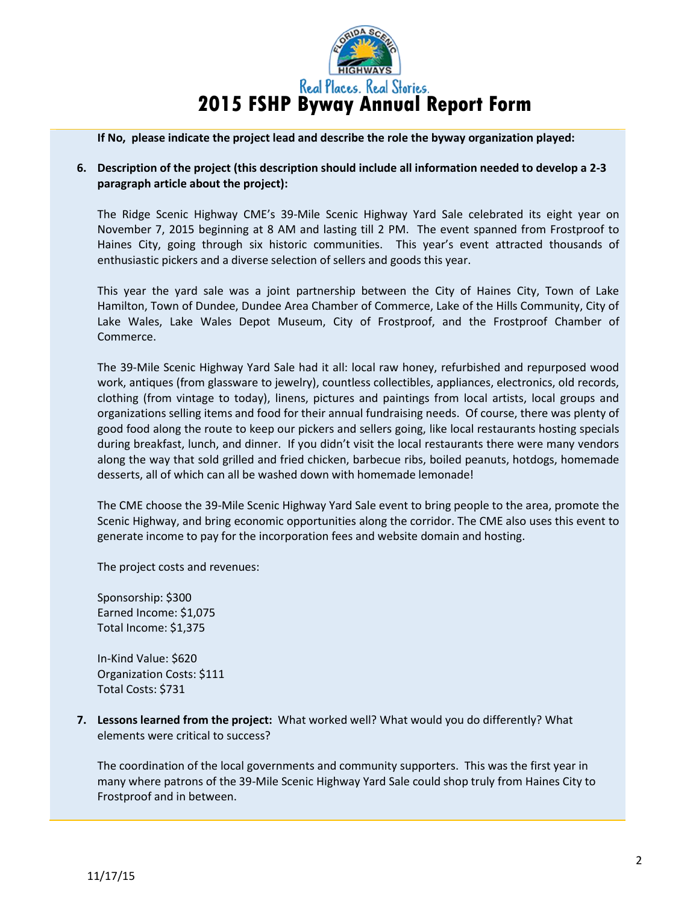# 2015 FSHP Byway Annual Report Form

**If No, please indicate the project lead and describe the role the byway organization played:**

6. **Description of the project (this description should include all information needed to develop a 2-3 paragraph article about the project):**

   The Ridge Scenic Highway CME's 39-Mile Scenic Highway Yard Sale celebrated its eight year on November 7, 2015 beginning at 8 AM and lasting till 2 PM. The event spanned from Frostproof to Haines City, going through six historic communities. This year's event attracted thousands of enthusiastic pickers and a diverse selection of sellers and goods this year.

   This year the yard sale was a joint partnership between the City of Haines City, Town of Lake Hamilton, Town of Dundee, Dundee Area Chamber of Commerce, Lake of the Hills Community, City of Lake Wales, Lake Wales Depot Museum, City of Frostproof, and the Frostproof Chamber of Commerce.

   The 39-Mile Scenic Highway Yard Sale had it all: local raw honey, refurbished and repurposed wood work, antiques (from glassware to jewelry), countless collectibles, appliances, electronics, old records, clothing (from vintage to today), linens, pictures and paintings from local artists, local groups and organizations selling items and food for their annual fundraising needs. Of course, there was plenty of good food along the route to keep our pickers and sellers going, like local restaurants hosting specials during breakfast, lunch, and dinner. If you didn't visit the local restaurants there were many vendors along the way that sold grilled and fried chicken, barbecue ribs, boiled peanuts, hotdogs, homemade desserts, all of which can all be washed down with homemade lemonade!

   The CME choose the 39-Mile Scenic Highway Yard Sale event to bring people to the area, promote the Scenic Highway, and bring economic opportunities along the corridor. The CME also uses this event to generate income to pay for the incorporation fees and website domain and hosting.

   The project costs and revenues:

   Sponsorship: $300
   Earned Income: $1,075
   Total Income: $1,375

   In-Kind Value: $620
   Organization Costs: $111
   Total Costs: $731

7. **Lessons learned from the project:** What worked well? What would you do differently? What elements were critical to success?

   The coordination of the local governments and community supporters. This was the first year in many where patrons of the 39-Mile Scenic Highway Yard Sale could shop truly from Haines City to Frostproof and in between.

11/17/15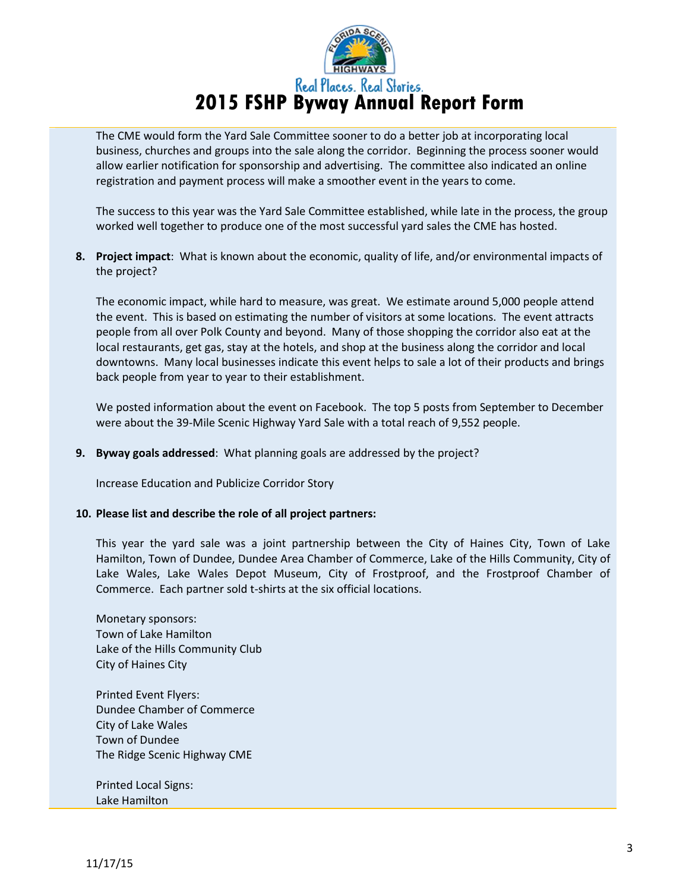The CME would form the Yard Sale Committee sooner to do a better job at incorporating local business, churches and groups into the sale along the corridor. Beginning the process sooner would allow earlier notification for sponsorship and advertising. The committee also indicated an online registration and payment process will make a smoother event in the years to come.

The success to this year was the Yard Sale Committee established, while late in the process, the group worked well together to produce one of the most successful yard sales the CME has hosted.

8. **Project impact**: What is known about the economic, quality of life, and/or environmental impacts of the project?

   The economic impact, while hard to measure, was great. We estimate around 5,000 people attend the event. This is based on estimating the number of visitors at some locations. The event attracts people from all over Polk County and beyond. Many of those shopping the corridor also eat at the local restaurants, get gas, stay at the hotels, and shop at the business along the corridor and local downtowns. Many local businesses indicate this event helps to sale a lot of their products and brings back people from year to year to their establishment.

   We posted information about the event on Facebook. The top 5 posts from September to December were about the 39-Mile Scenic Highway Yard Sale with a total reach of 9,552 people.

9. **Byway goals addressed**: What planning goals are addressed by the project?

   Increase Education and Publicize Corridor Story

10. **Please list and describe the role of all project partners:**

    This year the yard sale was a joint partnership between the City of Haines City, Town of Lake Hamilton, Town of Dundee, Dundee Area Chamber of Commerce, Lake of the Hills Community, City of Lake Wales, Lake Wales Depot Museum, City of Frostproof, and the Frostproof Chamber of Commerce. Each partner sold t-shirts at the six official locations.

    Monetary sponsors:
    Town of Lake Hamilton
    Lake of the Hills Community Club
    City of Haines City

    Printed Event Flyers:
    Dundee Chamber of Commerce
    City of Lake Wales
    Town of Dundee
    The Ridge Scenic Highway CME

    Printed Local Signs:
    Lake Hamilton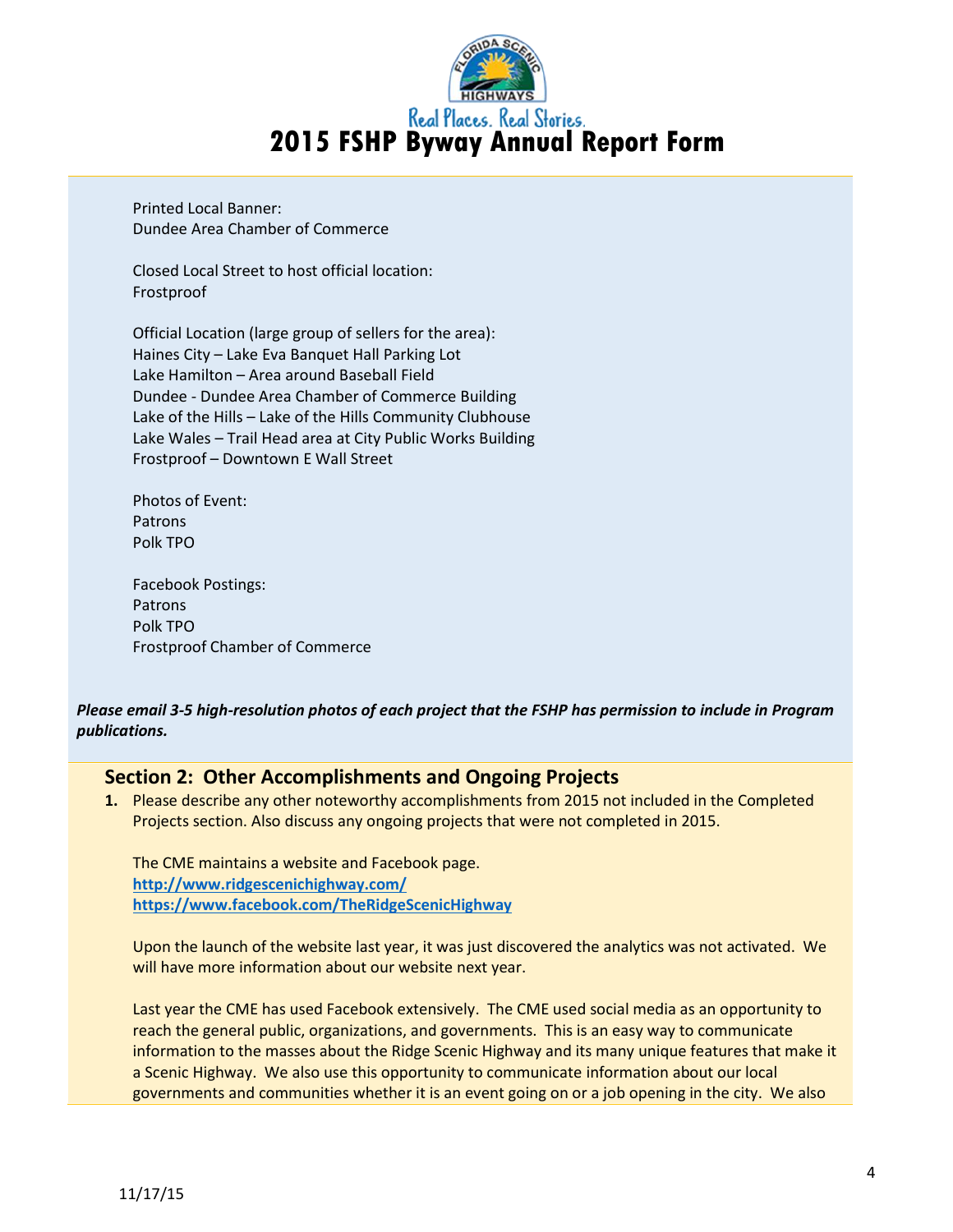Printed Local Banner:
Dundee Area Chamber of Commerce

Closed Local Street to host official location:
Frostproof

Official Location (large group of sellers for the area):
Haines City – Lake Eva Banquet Hall Parking Lot
Lake Hamilton – Area around Baseball Field
Dundee - Dundee Area Chamber of Commerce Building
Lake of the Hills – Lake of the Hills Community Clubhouse
Lake Wales – Trail Head area at City Public Works Building
Frostproof – Downtown E Wall Street

Photos of Event:
Patrons
Polk TPO

Facebook Postings:
Patrons
Polk TPO
Frostproof Chamber of Commerce

***Please email 3-5 high-resolution photos of each project that the FSHP has permission to include in Program publications.***

## Section 2: Other Accomplishments and Ongoing Projects

**1.** Please describe any other noteworthy accomplishments from 2015 not included in the Completed Projects section. Also discuss any ongoing projects that were not completed in 2015.

The CME maintains a website and Facebook page.
**http://www.ridgescenichighway.com/**
**https://www.facebook.com/TheRidgeScenicHighway**

Upon the launch of the website last year, it was just discovered the analytics was not activated. We will have more information about our website next year.

Last year the CME has used Facebook extensively. The CME used social media as an opportunity to reach the general public, organizations, and governments. This is an easy way to communicate information to the masses about the Ridge Scenic Highway and its many unique features that make it a Scenic Highway. We also use this opportunity to communicate information about our local governments and communities whether it is an event going on or a job opening in the city. We also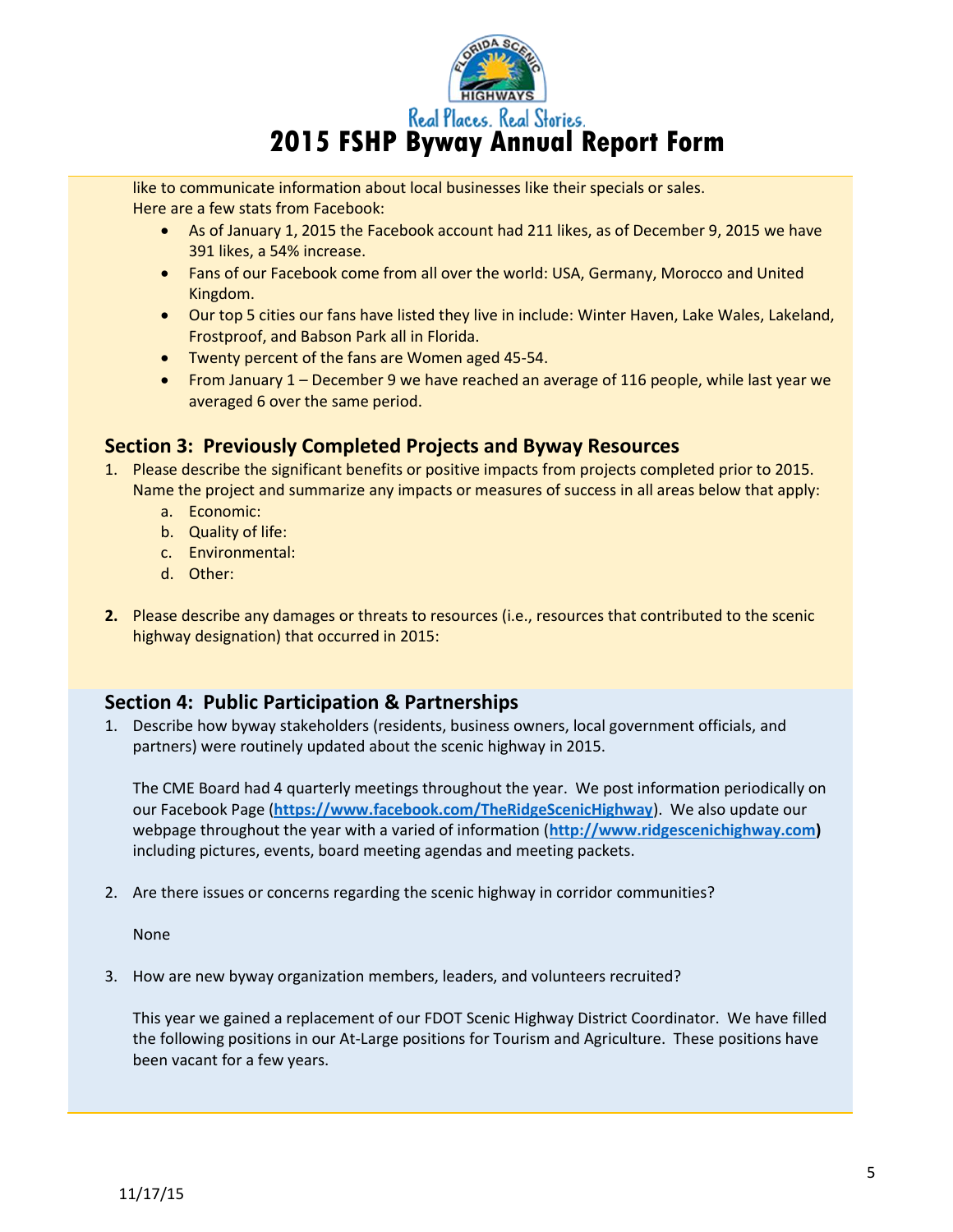like to communicate information about local businesses like their specials or sales.
Here are a few stats from Facebook:

- As of January 1, 2015 the Facebook account had 211 likes, as of December 9, 2015 we have 391 likes, a 54% increase.
- Fans of our Facebook come from all over the world: USA, Germany, Morocco and United Kingdom.
- Our top 5 cities our fans have listed they live in include: Winter Haven, Lake Wales, Lakeland, Frostproof, and Babson Park all in Florida.
- Twenty percent of the fans are Women aged 45-54.
- From January 1 – December 9 we have reached an average of 116 people, while last year we averaged 6 over the same period.

## Section 3: Previously Completed Projects and Byway Resources

1. Please describe the significant benefits or positive impacts from projects completed prior to 2015. Name the project and summarize any impacts or measures of success in all areas below that apply:
   a. Economic:
   b. Quality of life:
   c. Environmental:
   d. Other:

2. Please describe any damages or threats to resources (i.e., resources that contributed to the scenic highway designation) that occurred in 2015:

## Section 4: Public Participation & Partnerships

1. Describe how byway stakeholders (residents, business owners, local government officials, and partners) were routinely updated about the scenic highway in 2015.

   The CME Board had 4 quarterly meetings throughout the year. We post information periodically on our Facebook Page (**https://www.facebook.com/TheRidgeScenicHighway**). We also update our webpage throughout the year with a varied of information (**http://www.ridgescenichighway.com)** including pictures, events, board meeting agendas and meeting packets.

2. Are there issues or concerns regarding the scenic highway in corridor communities?

   None

3. How are new byway organization members, leaders, and volunteers recruited?

   This year we gained a replacement of our FDOT Scenic Highway District Coordinator. We have filled the following positions in our At-Large positions for Tourism and Agriculture. These positions have been vacant for a few years.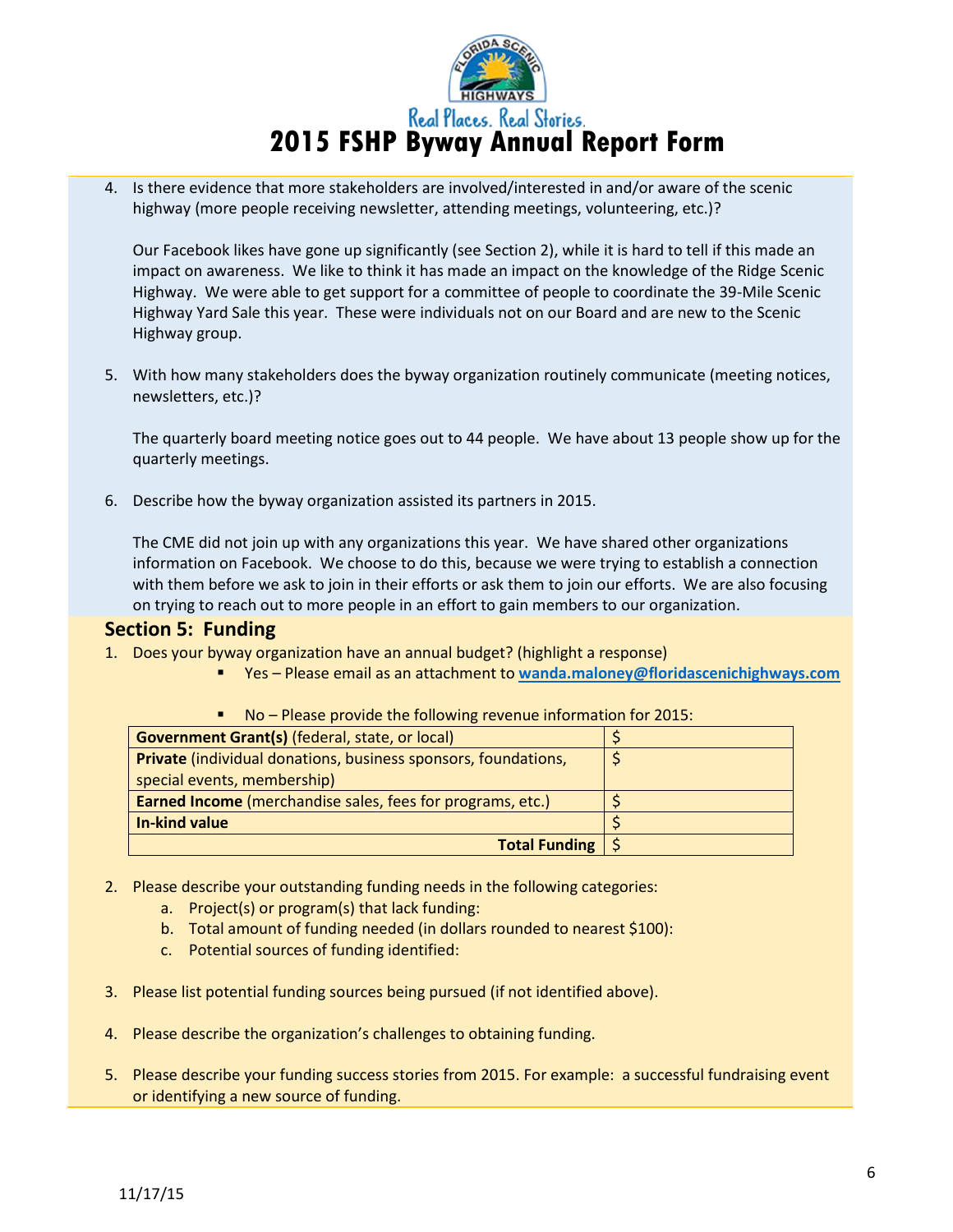# 2015 FSHP Byway Annual Report Form

4. Is there evidence that more stakeholders are involved/interested in and/or aware of the scenic highway (more people receiving newsletter, attending meetings, volunteering, etc.)?

   Our Facebook likes have gone up significantly (see Section 2), while it is hard to tell if this made an impact on awareness. We like to think it has made an impact on the knowledge of the Ridge Scenic Highway. We were able to get support for a committee of people to coordinate the 39-Mile Scenic Highway Yard Sale this year. These were individuals not on our Board and are new to the Scenic Highway group.

5. With how many stakeholders does the byway organization routinely communicate (meeting notices, newsletters, etc.)?

   The quarterly board meeting notice goes out to 44 people. We have about 13 people show up for the quarterly meetings.

6. Describe how the byway organization assisted its partners in 2015.

   The CME did not join up with any organizations this year. We have shared other organizations information on Facebook. We choose to do this, because we were trying to establish a connection with them before we ask to join in their efforts or ask them to join our efforts. We are also focusing on trying to reach out to more people in an effort to gain members to our organization.

## Section 5: Funding

1. Does your byway organization have an annual budget? (highlight a response)
   - Yes – Please email as an attachment to **wanda.maloney@floridascenichighways.com**
   - No – Please provide the following revenue information for 2015:

| | |
|---|---|
| **Government Grant(s)** (federal, state, or local) | $ |
| **Private** (individual donations, business sponsors, foundations, special events, membership) | $ |
| **Earned Income** (merchandise sales, fees for programs, etc.) | $ |
| **In-kind value** | $ |
| **Total Funding** | $ |

2. Please describe your outstanding funding needs in the following categories:
   a. Project(s) or program(s) that lack funding:
   b. Total amount of funding needed (in dollars rounded to nearest $100):
   c. Potential sources of funding identified:

3. Please list potential funding sources being pursued (if not identified above).

4. Please describe the organization's challenges to obtaining funding.

5. Please describe your funding success stories from 2015. For example: a successful fundraising event or identifying a new source of funding.

11/17/15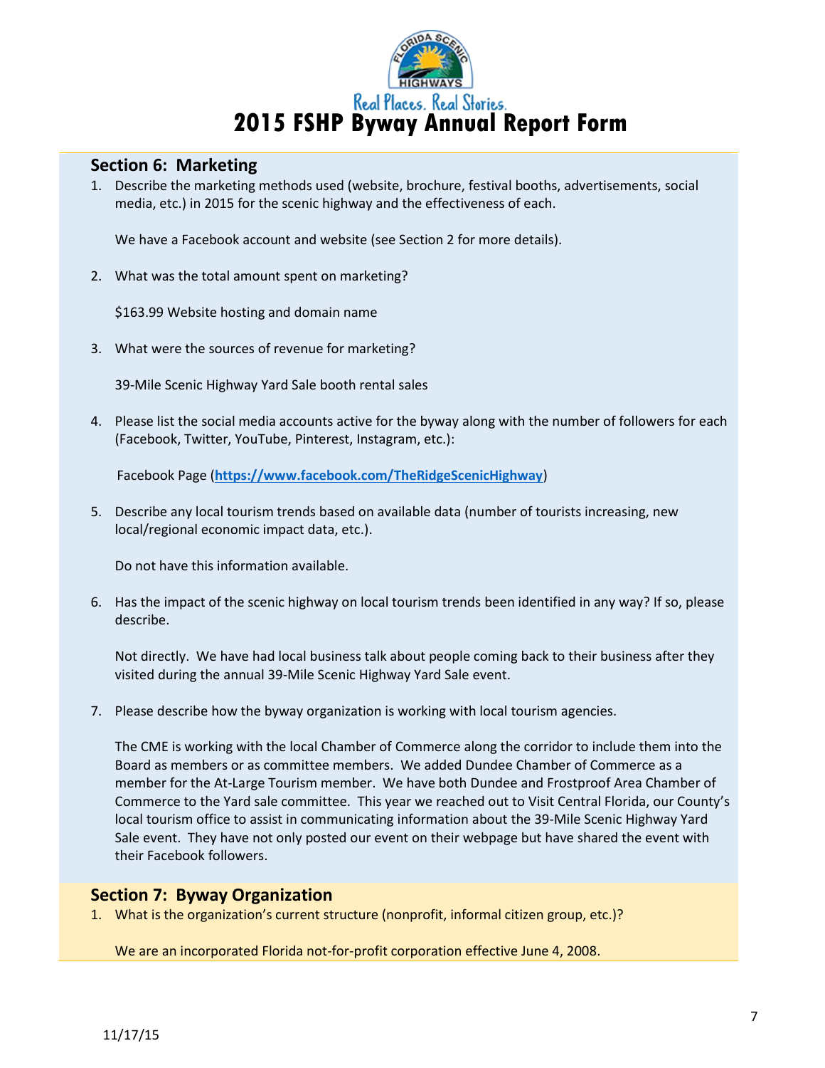# 2015 FSHP Byway Annual Report Form

## Section 6: Marketing

1. Describe the marketing methods used (website, brochure, festival booths, advertisements, social media, etc.) in 2015 for the scenic highway and the effectiveness of each.

   We have a Facebook account and website (see Section 2 for more details).

2. What was the total amount spent on marketing?

   $163.99 Website hosting and domain name

3. What were the sources of revenue for marketing?

   39-Mile Scenic Highway Yard Sale booth rental sales

4. Please list the social media accounts active for the byway along with the number of followers for each (Facebook, Twitter, YouTube, Pinterest, Instagram, etc.):

   Facebook Page (**https://www.facebook.com/TheRidgeScenicHighway**)

5. Describe any local tourism trends based on available data (number of tourists increasing, new local/regional economic impact data, etc.).

   Do not have this information available.

6. Has the impact of the scenic highway on local tourism trends been identified in any way? If so, please describe.

   Not directly. We have had local business talk about people coming back to their business after they visited during the annual 39-Mile Scenic Highway Yard Sale event.

7. Please describe how the byway organization is working with local tourism agencies.

   The CME is working with the local Chamber of Commerce along the corridor to include them into the Board as members or as committee members. We added Dundee Chamber of Commerce as a member for the At-Large Tourism member. We have both Dundee and Frostproof Area Chamber of Commerce to the Yard sale committee. This year we reached out to Visit Central Florida, our County's local tourism office to assist in communicating information about the 39-Mile Scenic Highway Yard Sale event. They have not only posted our event on their webpage but have shared the event with their Facebook followers.

## Section 7: Byway Organization

1. What is the organization's current structure (nonprofit, informal citizen group, etc.)?

   We are an incorporated Florida not-for-profit corporation effective June 4, 2008.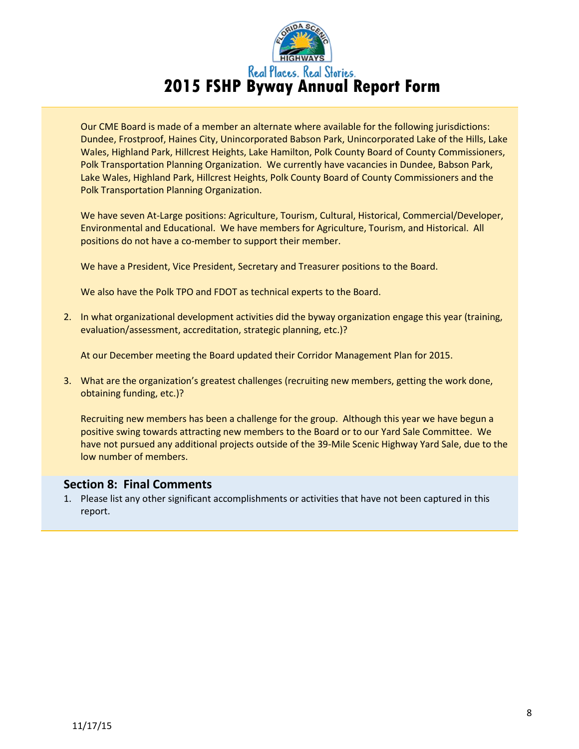# 2015 FSHP Byway Annual Report Form

Our CME Board is made of a member an alternate where available for the following jurisdictions: Dundee, Frostproof, Haines City, Unincorporated Babson Park, Unincorporated Lake of the Hills, Lake Wales, Highland Park, Hillcrest Heights, Lake Hamilton, Polk County Board of County Commissioners, Polk Transportation Planning Organization. We currently have vacancies in Dundee, Babson Park, Lake Wales, Highland Park, Hillcrest Heights, Polk County Board of County Commissioners and the Polk Transportation Planning Organization.

We have seven At-Large positions: Agriculture, Tourism, Cultural, Historical, Commercial/Developer, Environmental and Educational. We have members for Agriculture, Tourism, and Historical. All positions do not have a co-member to support their member.

We have a President, Vice President, Secretary and Treasurer positions to the Board.

We also have the Polk TPO and FDOT as technical experts to the Board.

2. In what organizational development activities did the byway organization engage this year (training, evaluation/assessment, accreditation, strategic planning, etc.)?

   At our December meeting the Board updated their Corridor Management Plan for 2015.

3. What are the organization's greatest challenges (recruiting new members, getting the work done, obtaining funding, etc.)?

   Recruiting new members has been a challenge for the group. Although this year we have begun a positive swing towards attracting new members to the Board or to our Yard Sale Committee. We have not pursued any additional projects outside of the 39-Mile Scenic Highway Yard Sale, due to the low number of members.

## Section 8: Final Comments

1. Please list any other significant accomplishments or activities that have not been captured in this report.

11/17/15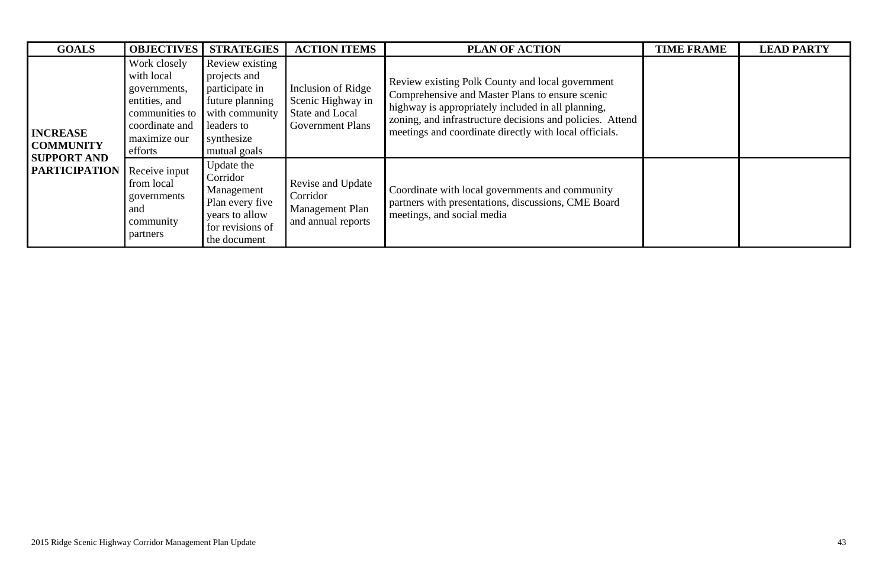| GOALS | OBJECTIVES | STRATEGIES | ACTION ITEMS | PLAN OF ACTION | TIME FRAME | LEAD PARTY |
|---|---|---|---|---|---|---|
| **INCREASE COMMUNITY SUPPORT AND PARTICIPATION** | Work closely with local governments, entities, and communities to coordinate and maximize our efforts | Review existing projects and participate in future planning with community leaders to synthesize mutual goals | Inclusion of Ridge Scenic Highway in State and Local Government Plans | Review existing Polk County and local government Comprehensive and Master Plans to ensure scenic highway is appropriately included in all planning, zoning, and infrastructure decisions and policies. Attend meetings and coordinate directly with local officials. | | |
| | Receive input from local governments and community partners | Update the Corridor Management Plan every five years to allow for revisions of the document | Revise and Update Corridor Management Plan and annual reports | Coordinate with local governments and community partners with presentations, discussions, CME Board meetings, and social media | | |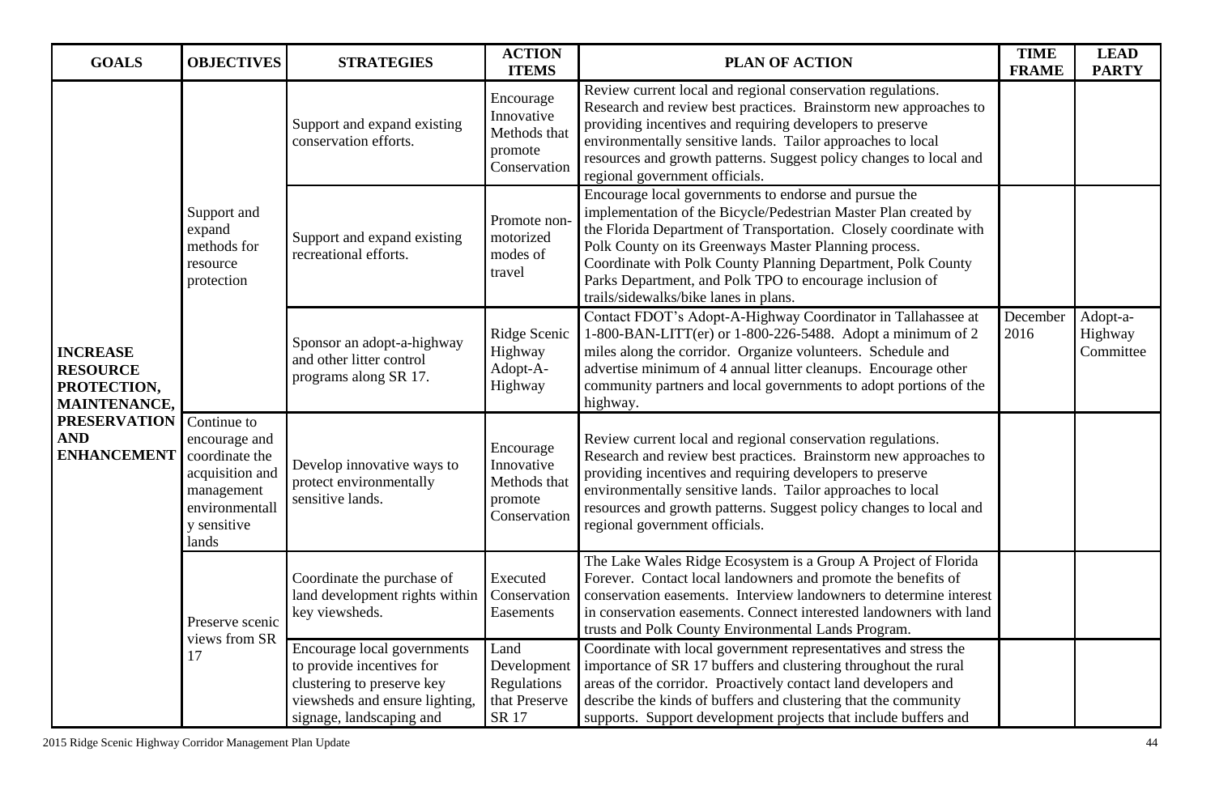| GOALS | OBJECTIVES | STRATEGIES | ACTION ITEMS | PLAN OF ACTION | TIME FRAME | LEAD PARTY |
|---|---|---|---|---|---|---|
| **INCREASE RESOURCE PROTECTION, MAINTENANCE, PRESERVATION AND ENHANCEMENT** | Support and expand methods for resource protection | Support and expand existing conservation efforts. | Encourage Innovative Methods that promote Conservation | Review current local and regional conservation regulations. Research and review best practices. Brainstorm new approaches to providing incentives and requiring developers to preserve environmentally sensitive lands. Tailor approaches to local resources and growth patterns. Suggest policy changes to local and regional government officials. | | |
| | | Support and expand existing recreational efforts. | Promote non-motorized modes of travel | Encourage local governments to endorse and pursue the implementation of the Bicycle/Pedestrian Master Plan created by the Florida Department of Transportation. Closely coordinate with Polk County on its Greenways Master Planning process. Coordinate with Polk County Planning Department, Polk County Parks Department, and Polk TPO to encourage inclusion of trails/sidewalks/bike lanes in plans. | | |
| | | Sponsor an adopt-a-highway and other litter control programs along SR 17. | Ridge Scenic Highway Adopt-A-Highway | Contact FDOT's Adopt-A-Highway Coordinator in Tallahassee at 1-800-BAN-LITT(er) or 1-800-226-5488. Adopt a minimum of 2 miles along the corridor. Organize volunteers. Schedule and advertise minimum of 4 annual litter cleanups. Encourage other community partners and local governments to adopt portions of the highway. | December 2016 | Adopt-a-Highway Committee |
| | Continue to encourage and coordinate the acquisition and management environmentally sensitive lands | Develop innovative ways to protect environmentally sensitive lands. | Encourage Innovative Methods that promote Conservation | Review current local and regional conservation regulations. Research and review best practices. Brainstorm new approaches to providing incentives and requiring developers to preserve environmentally sensitive lands. Tailor approaches to local resources and growth patterns. Suggest policy changes to local and regional government officials. | | |
| | Preserve scenic views from SR 17 | Coordinate the purchase of land development rights within key viewsheds. | Executed Conservation Easements | The Lake Wales Ridge Ecosystem is a Group A Project of Florida Forever. Contact local landowners and promote the benefits of conservation easements. Interview landowners to determine interest in conservation easements. Connect interested landowners with land trusts and Polk County Environmental Lands Program. | | |
| | | Encourage local governments to provide incentives for clustering to preserve key viewsheds and ensure lighting, signage, landscaping and | Land Development Regulations that Preserve SR 17 | Coordinate with local government representatives and stress the importance of SR 17 buffers and clustering throughout the rural areas of the corridor. Proactively contact land developers and describe the kinds of buffers and clustering that the community supports. Support development projects that include buffers and | | |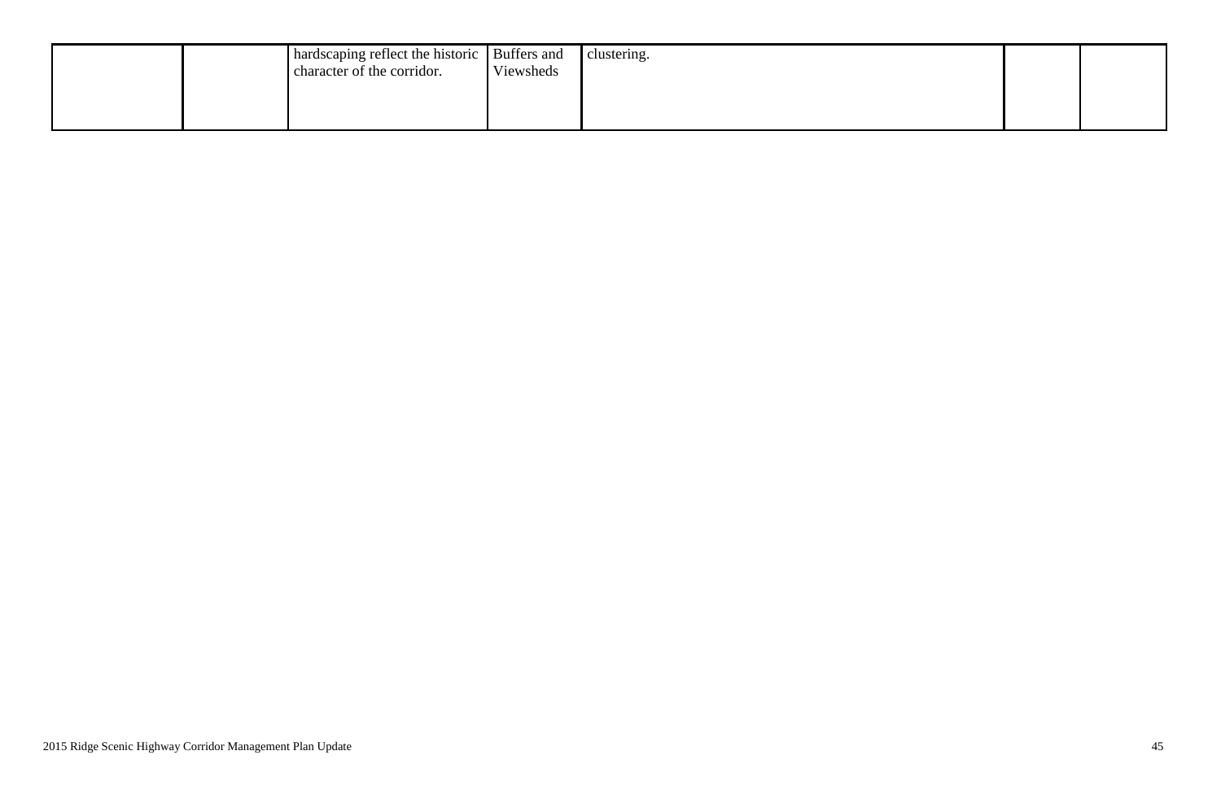| | | | | | | |
|---|---|---|---|---|---|---|
| | | hardscaping reflect the historic character of the corridor. | Buffers and Viewsheds | clustering. | | |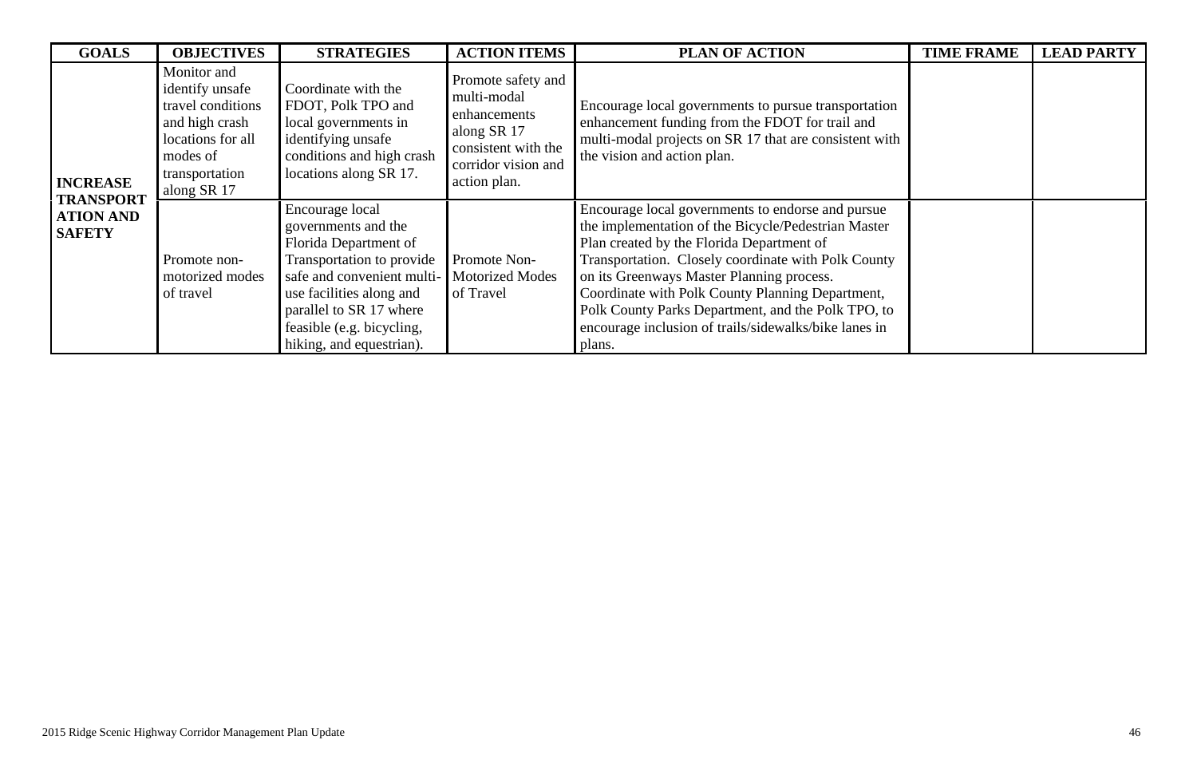| GOALS | OBJECTIVES | STRATEGIES | ACTION ITEMS | PLAN OF ACTION | TIME FRAME | LEAD PARTY |
|---|---|---|---|---|---|---|
| **INCREASE TRANSPORTATION AND SAFETY** | Monitor and identify unsafe travel conditions and high crash locations for all modes of transportation along SR 17 | Coordinate with the FDOT, Polk TPO and local governments in identifying unsafe conditions and high crash locations along SR 17. | Promote safety and multi-modal enhancements along SR 17 consistent with the corridor vision and action plan. | Encourage local governments to pursue transportation enhancement funding from the FDOT for trail and multi-modal projects on SR 17 that are consistent with the vision and action plan. | | |
| | Promote non-motorized modes of travel | Encourage local governments and the Florida Department of Transportation to provide safe and convenient multi-use facilities along and parallel to SR 17 where feasible (e.g. bicycling, hiking, and equestrian). | Promote Non-Motorized Modes of Travel | Encourage local governments to endorse and pursue the implementation of the Bicycle/Pedestrian Master Plan created by the Florida Department of Transportation. Closely coordinate with Polk County on its Greenways Master Planning process. Coordinate with Polk County Planning Department, Polk County Parks Department, and the Polk TPO, to encourage inclusion of trails/sidewalks/bike lanes in plans. | | |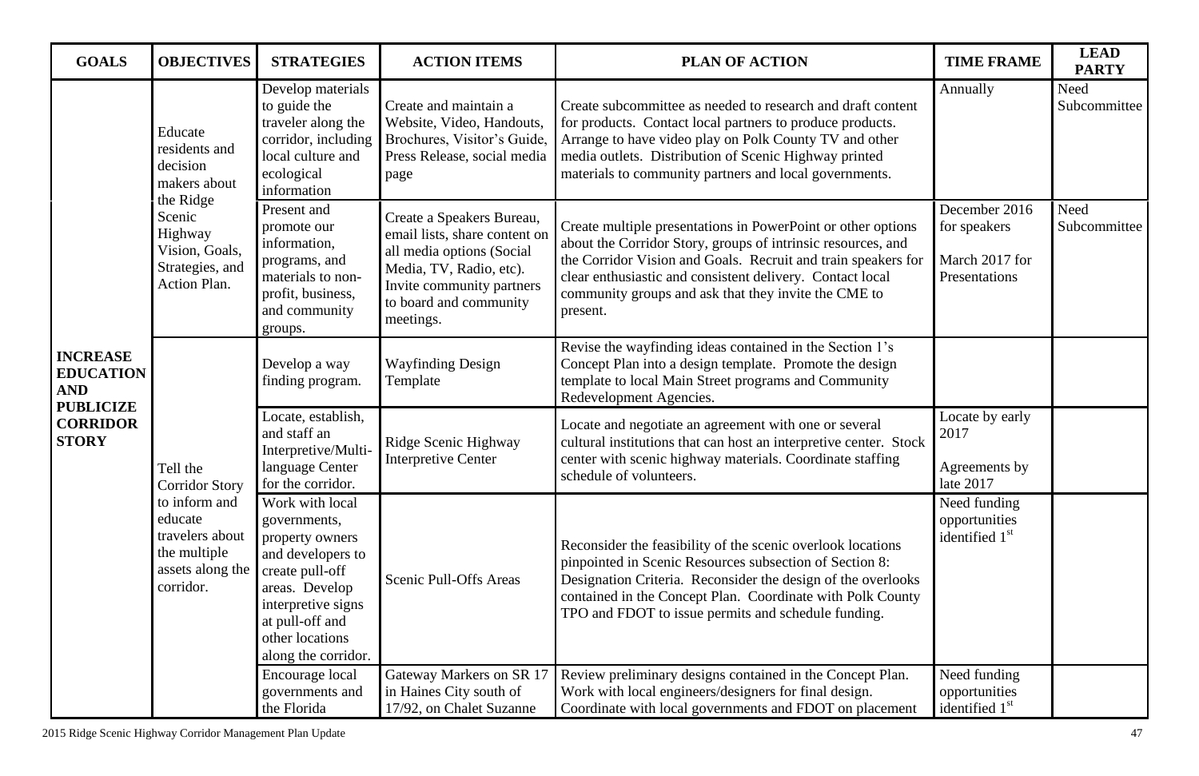| GOALS | OBJECTIVES | STRATEGIES | ACTION ITEMS | PLAN OF ACTION | TIME FRAME | LEAD PARTY |
|---|---|---|---|---|---|---|
| **INCREASE EDUCATION AND PUBLICIZE CORRIDOR STORY** | Educate residents and decision makers about the Ridge Scenic Highway Vision, Goals, Strategies, and Action Plan. | Develop materials to guide the traveler along the corridor, including local culture and ecological information | Create and maintain a Website, Video, Handouts, Brochures, Visitor's Guide, Press Release, social media page | Create subcommittee as needed to research and draft content for products. Contact local partners to produce products. Arrange to have video play on Polk County TV and other media outlets. Distribution of Scenic Highway printed materials to community partners and local governments. | Annually | Need Subcommittee |
| | | Present and promote our information, programs, and materials to non-profit, business, and community groups. | Create a Speakers Bureau, email lists, share content on all media options (Social Media, TV, Radio, etc). Invite community partners to board and community meetings. | Create multiple presentations in PowerPoint or other options about the Corridor Story, groups of intrinsic resources, and the Corridor Vision and Goals. Recruit and train speakers for clear enthusiastic and consistent delivery. Contact local community groups and ask that they invite the CME to present. | December 2016 for speakers<br><br>March 2017 for Presentations | Need Subcommittee |
| | Tell the Corridor Story to inform and educate travelers about the multiple assets along the corridor. | Develop a way finding program. | Wayfinding Design Template | Revise the wayfinding ideas contained in the Section 1's Concept Plan into a design template. Promote the design template to local Main Street programs and Community Redevelopment Agencies. | | |
| | | Locate, establish, and staff an Interpretive/Multi-language Center for the corridor. | Ridge Scenic Highway Interpretive Center | Locate and negotiate an agreement with one or several cultural institutions that can host an interpretive center. Stock center with scenic highway materials. Coordinate staffing schedule of volunteers. | Locate by early 2017<br><br>Agreements by late 2017 | |
| | | Work with local governments, property owners and developers to create pull-off areas. Develop interpretive signs at pull-off and other locations along the corridor. | Scenic Pull-Offs Areas | Reconsider the feasibility of the scenic overlook locations pinpointed in Scenic Resources subsection of Section 8: Designation Criteria. Reconsider the design of the overlooks contained in the Concept Plan. Coordinate with Polk County TPO and FDOT to issue permits and schedule funding. | Need funding opportunities identified 1st | |
| | | Encourage local governments and the Florida | Gateway Markers on SR 17 in Haines City south of 17/92, on Chalet Suzanne | Review preliminary designs contained in the Concept Plan. Work with local engineers/designers for final design. Coordinate with local governments and FDOT on placement | Need funding opportunities identified 1st | |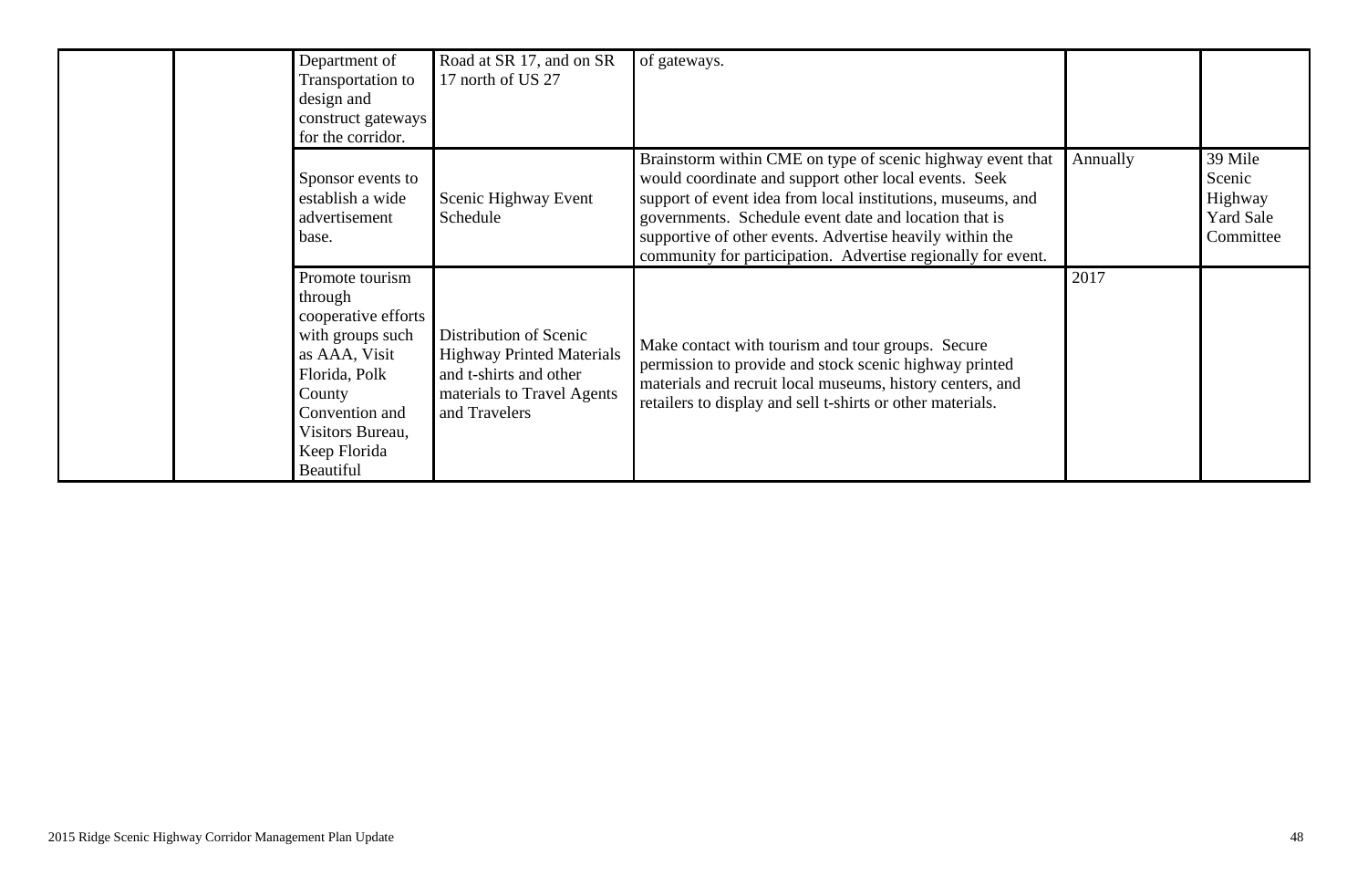| | | | | | | |
|---|---|---|---|---|---|---|
| | | Department of Transportation to design and construct gateways for the corridor. | Road at SR 17, and on SR 17 north of US 27 | of gateways. | | |
| | | Sponsor events to establish a wide advertisement base. | Scenic Highway Event Schedule | Brainstorm within CME on type of scenic highway event that would coordinate and support other local events. Seek support of event idea from local institutions, museums, and governments. Schedule event date and location that is supportive of other events. Advertise heavily within the community for participation. Advertise regionally for event. | Annually | 39 Mile Scenic Highway Yard Sale Committee |
| | | Promote tourism through cooperative efforts with groups such as AAA, Visit Florida, Polk County Convention and Visitors Bureau, Keep Florida Beautiful | Distribution of Scenic Highway Printed Materials and t-shirts and other materials to Travel Agents and Travelers | Make contact with tourism and tour groups. Secure permission to provide and stock scenic highway printed materials and recruit local museums, history centers, and retailers to display and sell t-shirts or other materials. | 2017 | |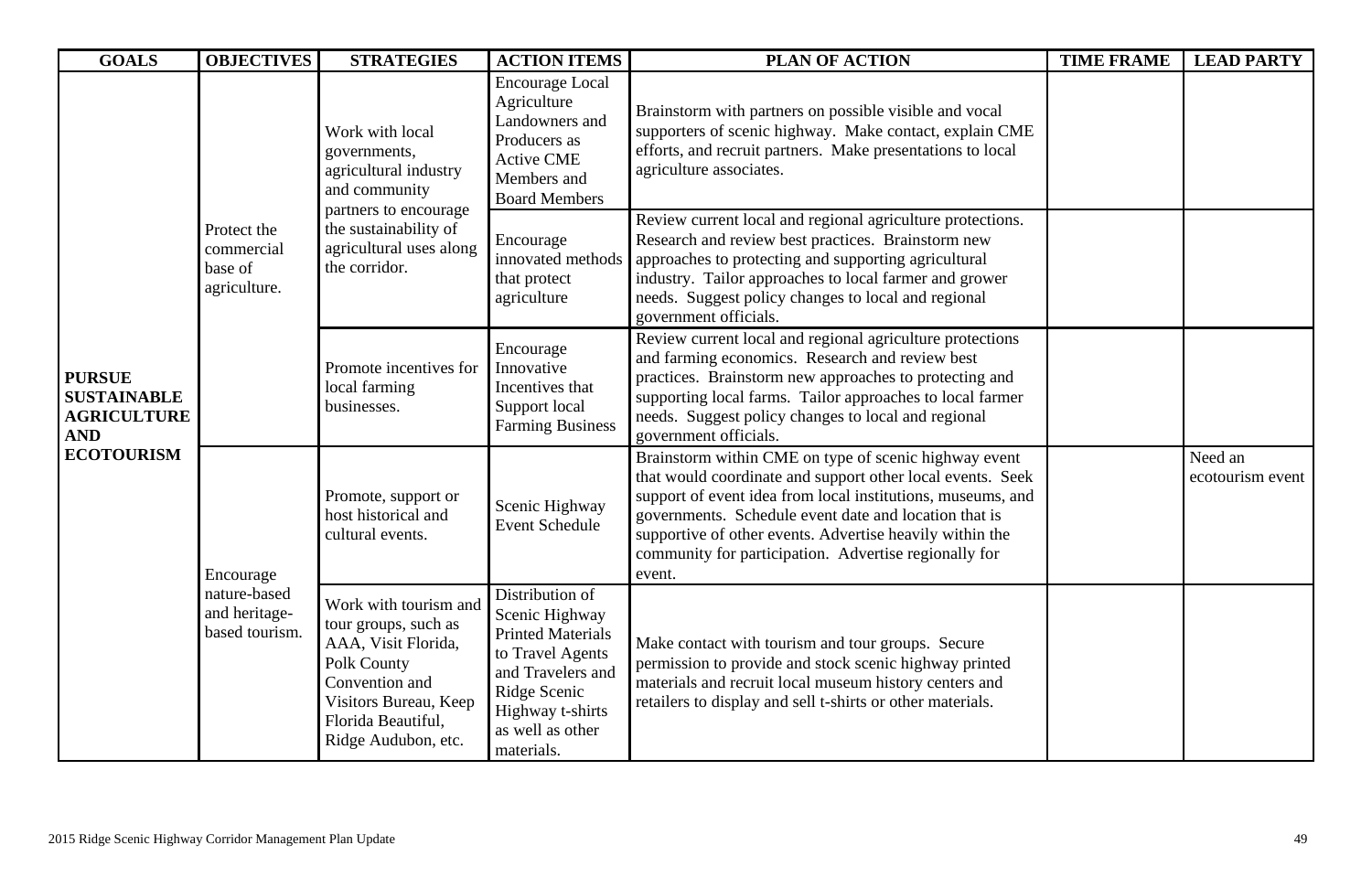| GOALS | OBJECTIVES | STRATEGIES | ACTION ITEMS | PLAN OF ACTION | TIME FRAME | LEAD PARTY |
|---|---|---|---|---|---|---|
| **PURSUE SUSTAINABLE AGRICULTURE AND ECOTOURISM** | Protect the commercial base of agriculture. | Work with local governments, agricultural industry and community partners to encourage the sustainability of agricultural uses along the corridor. | Encourage Local Agriculture Landowners and Producers as Active CME Members and Board Members | Brainstorm with partners on possible visible and vocal supporters of scenic highway. Make contact, explain CME efforts, and recruit partners. Make presentations to local agriculture associates. | | |
| | | | Encourage innovated methods that protect agriculture | Review current local and regional agriculture protections. Research and review best practices. Brainstorm new approaches to protecting and supporting agricultural industry. Tailor approaches to local farmer and grower needs. Suggest policy changes to local and regional government officials. | | |
| | | Promote incentives for local farming businesses. | Encourage Innovative Incentives that Support local Farming Business | Review current local and regional agriculture protections and farming economics. Research and review best practices. Brainstorm new approaches to protecting and supporting local farms. Tailor approaches to local farmer needs. Suggest policy changes to local and regional government officials. | | |
| | Encourage nature-based and heritage-based tourism. | Promote, support or host historical and cultural events. | Scenic Highway Event Schedule | Brainstorm within CME on type of scenic highway event that would coordinate and support other local events. Seek support of event idea from local institutions, museums, and governments. Schedule event date and location that is supportive of other events. Advertise heavily within the community for participation. Advertise regionally for event. | | Need an ecotourism event |
| | | Work with tourism and tour groups, such as AAA, Visit Florida, Polk County Convention and Visitors Bureau, Keep Florida Beautiful, Ridge Audubon, etc. | Distribution of Scenic Highway Printed Materials to Travel Agents and Travelers and Ridge Scenic Highway t-shirts as well as other materials. | Make contact with tourism and tour groups. Secure permission to provide and stock scenic highway printed materials and recruit local museum history centers and retailers to display and sell t-shirts or other materials. | | |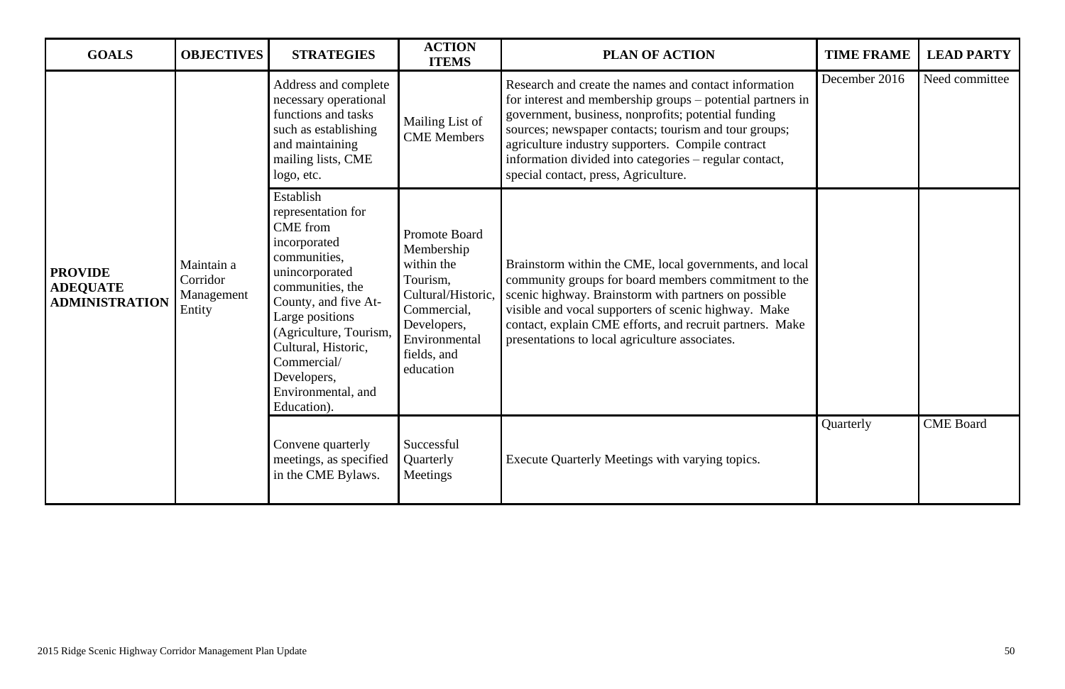| GOALS | OBJECTIVES | STRATEGIES | ACTION ITEMS | PLAN OF ACTION | TIME FRAME | LEAD PARTY |
|---|---|---|---|---|---|---|
| **PROVIDE ADEQUATE ADMINISTRATION** | Maintain a Corridor Management Entity | Address and complete necessary operational functions and tasks such as establishing and maintaining mailing lists, CME logo, etc. | Mailing List of CME Members | Research and create the names and contact information for interest and membership groups – potential partners in government, business, nonprofits; potential funding sources; newspaper contacts; tourism and tour groups; agriculture industry supporters. Compile contract information divided into categories – regular contact, special contact, press, Agriculture. | December 2016 | Need committee |
| | | Establish representation for CME from incorporated communities, unincorporated communities, the County, and five At-Large positions (Agriculture, Tourism, Cultural, Historic, Commercial/ Developers, Environmental, and Education). | Promote Board Membership within the Tourism, Cultural/Historic, Commercial, Developers, Environmental fields, and education | Brainstorm within the CME, local governments, and local community groups for board members commitment to the scenic highway. Brainstorm with partners on possible visible and vocal supporters of scenic highway. Make contact, explain CME efforts, and recruit partners. Make presentations to local agriculture associates. | | |
| | | Convene quarterly meetings, as specified in the CME Bylaws. | Successful Quarterly Meetings | Execute Quarterly Meetings with varying topics. | Quarterly | CME Board |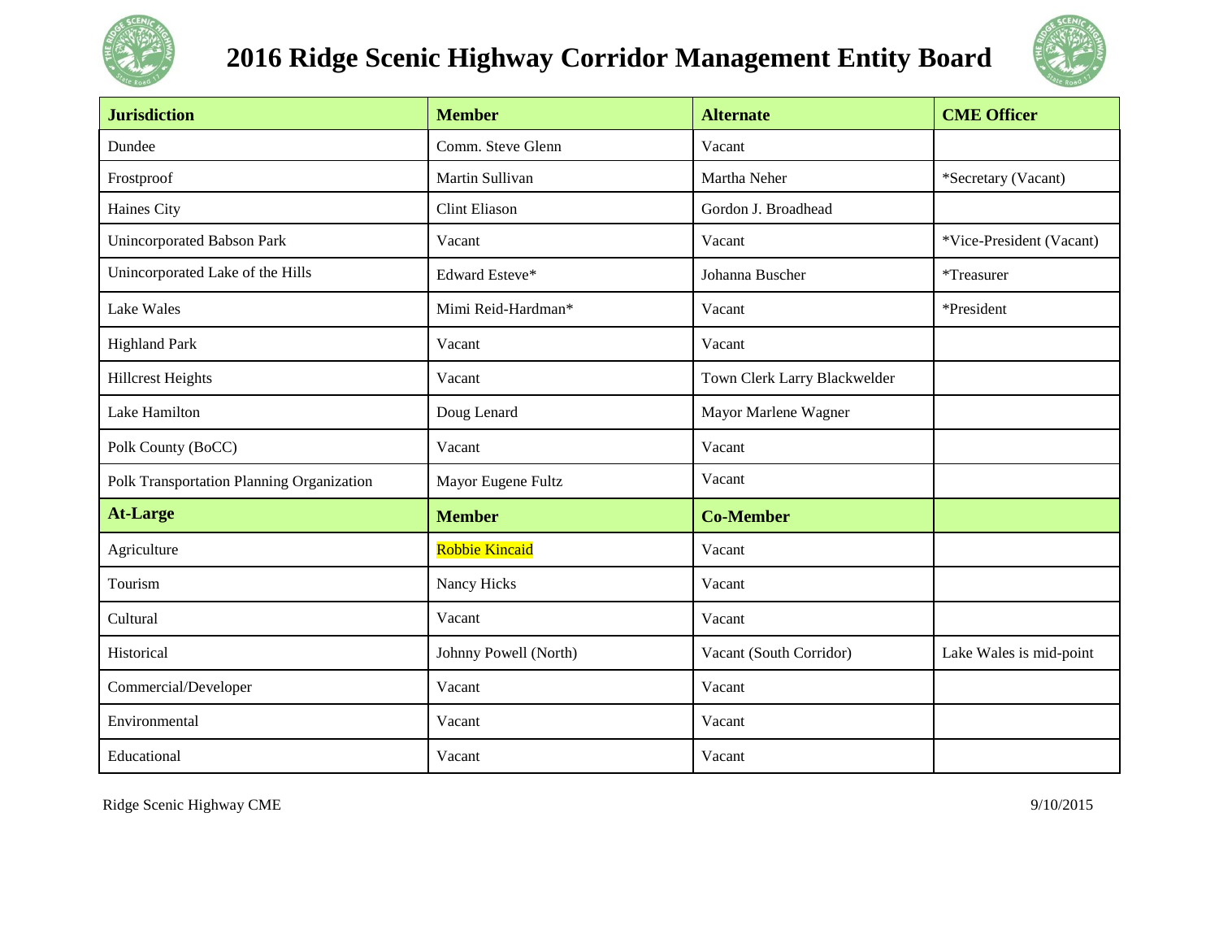# 2016 Ridge Scenic Highway Corridor Management Entity Board

| Jurisdiction | Member | Alternate | CME Officer |
|---|---|---|---|
| Dundee | Comm. Steve Glenn | Vacant | |
| Frostproof | Martin Sullivan | Martha Neher | *Secretary (Vacant) |
| Haines City | Clint Eliason | Gordon J. Broadhead | |
| Unincorporated Babson Park | Vacant | Vacant | *Vice-President (Vacant) |
| Unincorporated Lake of the Hills | Edward Esteve* | Johanna Buscher | *Treasurer |
| Lake Wales | Mimi Reid-Hardman* | Vacant | *President |
| Highland Park | Vacant | Vacant | |
| Hillcrest Heights | Vacant | Town Clerk Larry Blackwelder | |
| Lake Hamilton | Doug Lenard | Mayor Marlene Wagner | |
| Polk County (BoCC) | Vacant | Vacant | |
| Polk Transportation Planning Organization | Mayor Eugene Fultz | Vacant | |
| **At-Large** | **Member** | **Co-Member** | |
| Agriculture | Robbie Kincaid | Vacant | |
| Tourism | Nancy Hicks | Vacant | |
| Cultural | Vacant | Vacant | |
| Historical | Johnny Powell (North) | Vacant (South Corridor) | Lake Wales is mid-point |
| Commercial/Developer | Vacant | Vacant | |
| Environmental | Vacant | Vacant | |
| Educational | Vacant | Vacant | |

Ridge Scenic Highway CME 9/10/2015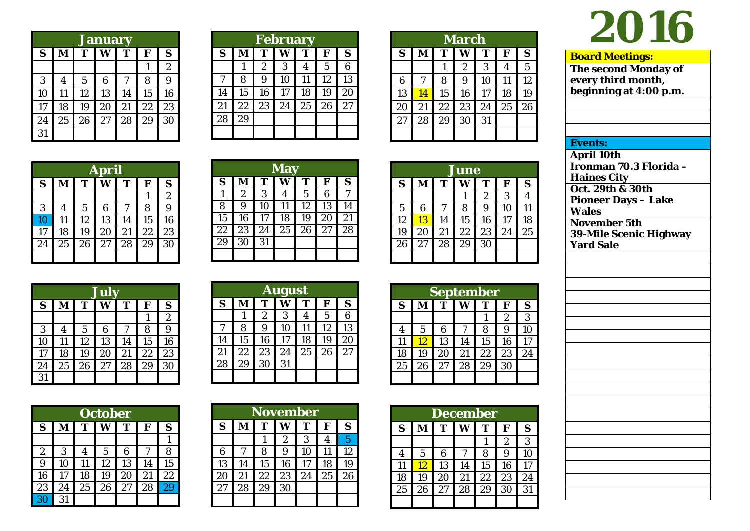# 2016

### January

| S | M | T | W | T | F | S |
|---|---|---|---|---|---|---|
| | | | | | 1 | 2 |
| 3 | 4 | 5 | 6 | 7 | 8 | 9 |
| 10 | 11 | 12 | 13 | 14 | 15 | 16 |
| 17 | 18 | 19 | 20 | 21 | 22 | 23 |
| 24 | 25 | 26 | 27 | 28 | 29 | 30 |
| 31 | | | | | | |

### February

| S | M | T | W | T | F | S |
|---|---|---|---|---|---|---|
| | 1 | 2 | 3 | 4 | 5 | 6 |
| 7 | 8 | 9 | 10 | 11 | 12 | 13 |
| 14 | 15 | 16 | 17 | 18 | 19 | 20 |
| 21 | 22 | 23 | 24 | 25 | 26 | 27 |
| 28 | 29 | | | | | |

### March

| S | M | T | W | T | F | S |
|---|---|---|---|---|---|---|
| | | 1 | 2 | 3 | 4 | 5 |
| 6 | 7 | 8 | 9 | 10 | 11 | 12 |
| 13 | 14 | 15 | 16 | 17 | 18 | 19 |
| 20 | 21 | 22 | 23 | 24 | 25 | 26 |
| 27 | 28 | 29 | 30 | 31 | | |

### April

| S | M | T | W | T | F | S |
|---|---|---|---|---|---|---|
| | | | | | 1 | 2 |
| 3 | 4 | 5 | 6 | 7 | 8 | 9 |
| 10 | 11 | 12 | 13 | 14 | 15 | 16 |
| 17 | 18 | 19 | 20 | 21 | 22 | 23 |
| 24 | 25 | 26 | 27 | 28 | 29 | 30 |

### May

| S | M | T | W | T | F | S |
|---|---|---|---|---|---|---|
| 1 | 2 | 3 | 4 | 5 | 6 | 7 |
| 8 | 9 | 10 | 11 | 12 | 13 | 14 |
| 15 | 16 | 17 | 18 | 19 | 20 | 21 |
| 22 | 23 | 24 | 25 | 26 | 27 | 28 |
| 29 | 30 | 31 | | | | |

### June

| S | M | T | W | T | F | S |
|---|---|---|---|---|---|---|
| | | | 1 | 2 | 3 | 4 |
| 5 | 6 | 7 | 8 | 9 | 10 | 11 |
| 12 | 13 | 14 | 15 | 16 | 17 | 18 |
| 19 | 20 | 21 | 22 | 23 | 24 | 25 |
| 26 | 27 | 28 | 29 | 30 | | |

### July

| S | M | T | W | T | F | S |
|---|---|---|---|---|---|---|
| | | | | | 1 | 2 |
| 3 | 4 | 5 | 6 | 7 | 8 | 9 |
| 10 | 11 | 12 | 13 | 14 | 15 | 16 |
| 17 | 18 | 19 | 20 | 21 | 22 | 23 |
| 24 | 25 | 26 | 27 | 28 | 29 | 30 |
| 31 | | | | | | |

### August

| S | M | T | W | T | F | S |
|---|---|---|---|---|---|---|
| | 1 | 2 | 3 | 4 | 5 | 6 |
| 7 | 8 | 9 | 10 | 11 | 12 | 13 |
| 14 | 15 | 16 | 17 | 18 | 19 | 20 |
| 21 | 22 | 23 | 24 | 25 | 26 | 27 |
| 28 | 29 | 30 | 31 | | | |

### September

| S | M | T | W | T | F | S |
|---|---|---|---|---|---|---|
| | | | | 1 | 2 | 3 |
| 4 | 5 | 6 | 7 | 8 | 9 | 10 |
| 11 | 12 | 13 | 14 | 15 | 16 | 17 |
| 18 | 19 | 20 | 21 | 22 | 23 | 24 |
| 25 | 26 | 27 | 28 | 29 | 30 | |

### October

| S | M | T | W | T | F | S |
|---|---|---|---|---|---|---|
| | | | | | | 1 |
| 2 | 3 | 4 | 5 | 6 | 7 | 8 |
| 9 | 10 | 11 | 12 | 13 | 14 | 15 |
| 16 | 17 | 18 | 19 | 20 | 21 | 22 |
| 23 | 24 | 25 | 26 | 27 | 28 | 29 |
| 30 | 31 | | | | | |

### November

| S | M | T | W | T | F | S |
|---|---|---|---|---|---|---|
| | | 1 | 2 | 3 | 4 | 5 |
| 6 | 7 | 8 | 9 | 10 | 11 | 12 |
| 13 | 14 | 15 | 16 | 17 | 18 | 19 |
| 20 | 21 | 22 | 23 | 24 | 25 | 26 |
| 27 | 28 | 29 | 30 | | | |

### December

| S | M | T | W | T | F | S |
|---|---|---|---|---|---|---|
| | | | | 1 | 2 | 3 |
| 4 | 5 | 6 | 7 | 8 | 9 | 10 |
| 11 | 12 | 13 | 14 | 15 | 16 | 17 |
| 18 | 19 | 20 | 21 | 22 | 23 | 24 |
| 25 | 26 | 27 | 28 | 29 | 30 | 31 |

**Board Meetings:**

**The second Monday of every third month, beginning at 4:00 p.m.**

**Events:**

**April 10th**
**Ironman 70.3 Florida – Haines City**

**Oct. 29th & 30th**
**Pioneer Days – Lake Wales**

**November 5th**
**39-Mile Scenic Highway Yard Sale**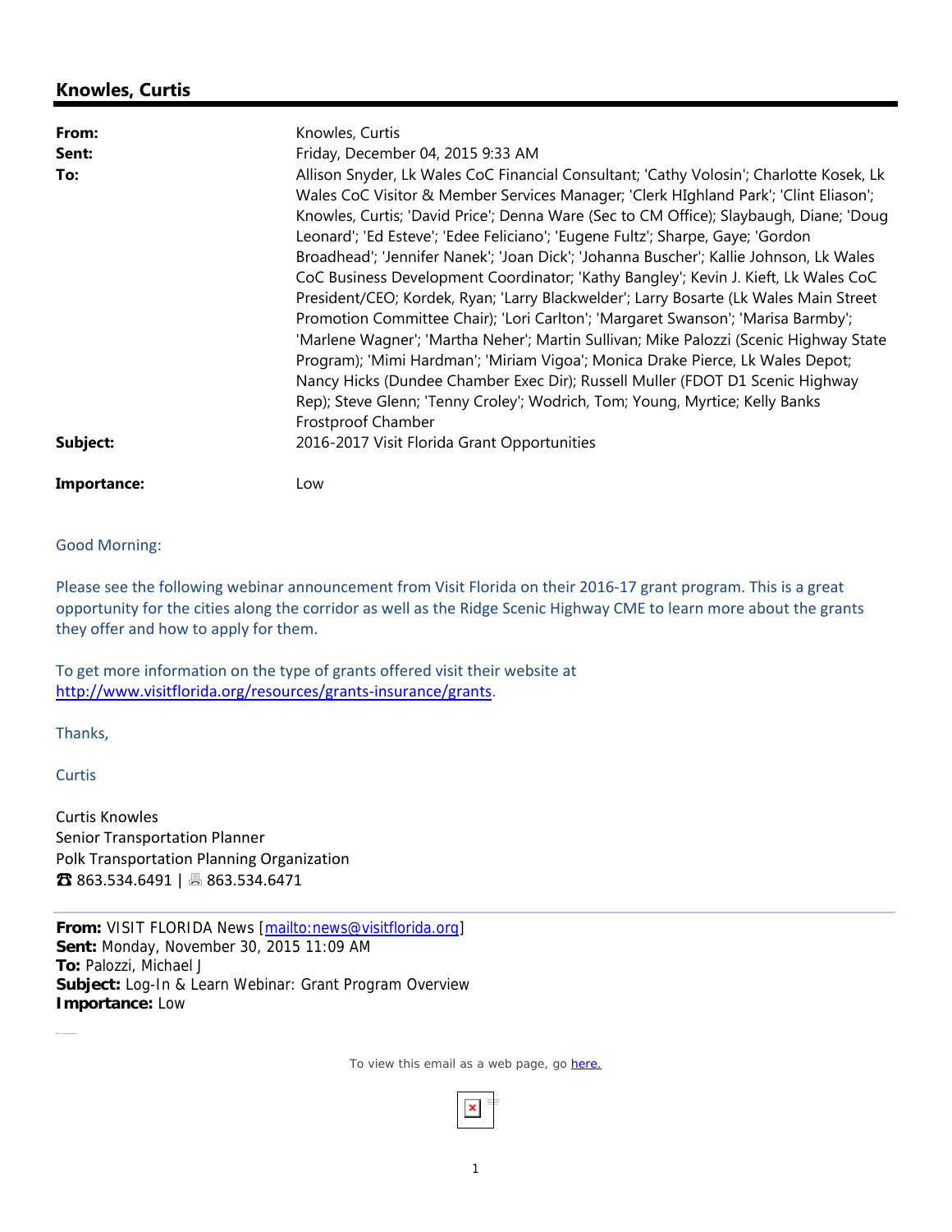## Knowles, Curtis

| | |
|---|---|
| **From:** | Knowles, Curtis |
| **Sent:** | Friday, December 04, 2015 9:33 AM |
| **To:** | Allison Snyder, Lk Wales CoC Financial Consultant; 'Cathy Volosin'; Charlotte Kosek, Lk Wales CoC Visitor & Member Services Manager; 'Clerk HIghland Park'; 'Clint Eliason'; Knowles, Curtis; 'David Price'; Denna Ware (Sec to CM Office); Slaybaugh, Diane; 'Doug Leonard'; 'Ed Esteve'; 'Edee Feliciano'; 'Eugene Fultz'; Sharpe, Gaye; 'Gordon Broadhead'; 'Jennifer Nanek'; 'Joan Dick'; 'Johanna Buscher'; Kallie Johnson, Lk Wales CoC Business Development Coordinator; 'Kathy Bangley'; Kevin J. Kieft, Lk Wales CoC President/CEO; Kordek, Ryan; 'Larry Blackwelder'; Larry Bosarte (Lk Wales Main Street Promotion Committee Chair); 'Lori Carlton'; 'Margaret Swanson'; 'Marisa Barmby'; 'Marlene Wagner'; 'Martha Neher'; Martin Sullivan; Mike Palozzi (Scenic Highway State Program); 'Mimi Hardman'; 'Miriam Vigoa'; Monica Drake Pierce, Lk Wales Depot; Nancy Hicks (Dundee Chamber Exec Dir); Russell Muller (FDOT D1 Scenic Highway Rep); Steve Glenn; 'Tenny Croley'; Wodrich, Tom; Young, Myrtice; Kelly Banks Frostproof Chamber |
| **Subject:** | 2016-2017 Visit Florida Grant Opportunities |
| **Importance:** | Low |

Good Morning:

Please see the following webinar announcement from Visit Florida on their 2016-17 grant program. This is a great opportunity for the cities along the corridor as well as the Ridge Scenic Highway CME to learn more about the grants they offer and how to apply for them.

To get more information on the type of grants offered visit their website at http://www.visitflorida.org/resources/grants-insurance/grants.

Thanks,

Curtis

Curtis Knowles
Senior Transportation Planner
Polk Transportation Planning Organization
☎ 863.534.6491 | 🖷 863.534.6471

---

**From:** VISIT FLORIDA News [mailto:news@visitflorida.org]
**Sent:** Monday, November 30, 2015 11:09 AM
**To:** Palozzi, Michael J
**Subject:** Log-In & Learn Webinar: Grant Program Overview
**Importance:** Low

To view this email as a web page, go here.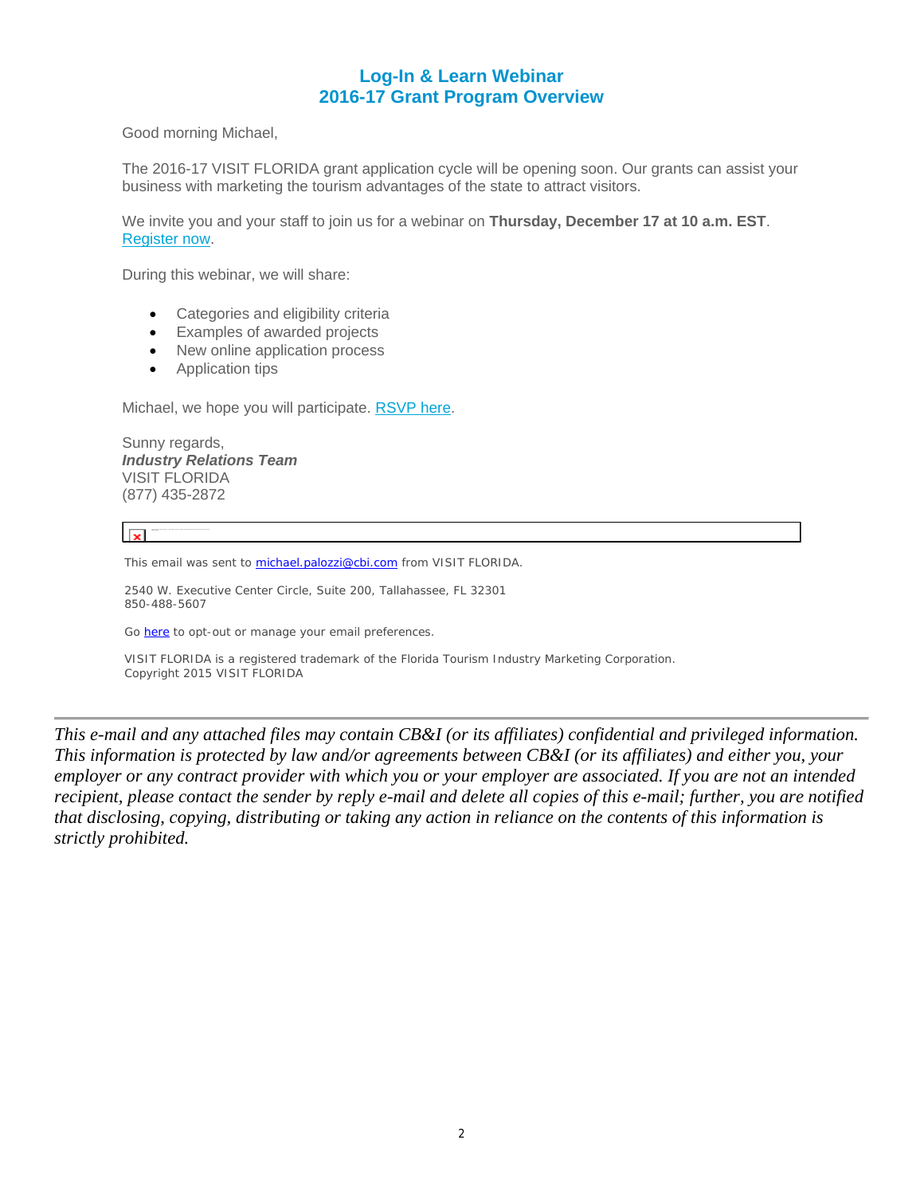## Log-In & Learn Webinar
## 2016-17 Grant Program Overview

Good morning Michael,

The 2016-17 VISIT FLORIDA grant application cycle will be opening soon. Our grants can assist your business with marketing the tourism advantages of the state to attract visitors.

We invite you and your staff to join us for a webinar on **Thursday, December 17 at 10 a.m. EST**. Register now.

During this webinar, we will share:

- Categories and eligibility criteria
- Examples of awarded projects
- New online application process
- Application tips

Michael, we hope you will participate. RSVP here.

Sunny regards,
***Industry Relations Team***
VISIT FLORIDA
(877) 435-2872

This email was sent to michael.palozzi@cbi.com from VISIT FLORIDA.

2540 W. Executive Center Circle, Suite 200, Tallahassee, FL 32301
850-488-5607

Go here to opt-out or manage your email preferences.

VISIT FLORIDA is a registered trademark of the Florida Tourism Industry Marketing Corporation.
Copyright 2015 VISIT FLORIDA

---

*This e-mail and any attached files may contain CB&I (or its affiliates) confidential and privileged information. This information is protected by law and/or agreements between CB&I (or its affiliates) and either you, your employer or any contract provider with which you or your employer are associated. If you are not an intended recipient, please contact the sender by reply e-mail and delete all copies of this e-mail; further, you are notified that disclosing, copying, distributing or taking any action in reliance on the contents of this information is strictly prohibited.*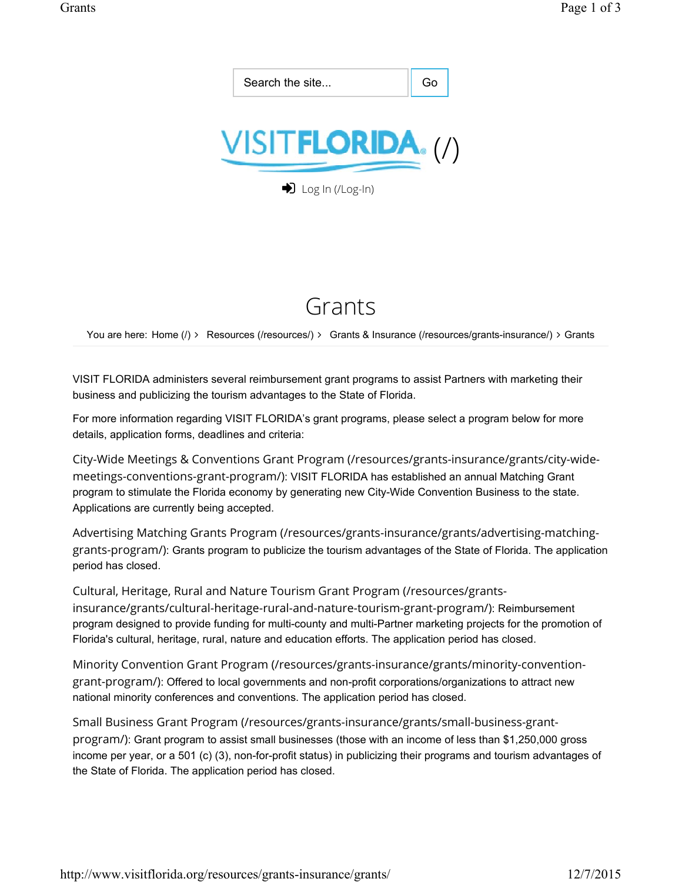Search the site... Go

VISITFLORIDA (/)

Log In (/Log-In)

# Grants

You are here: Home (/) › Resources (/resources/) › Grants & Insurance (/resources/grants-insurance/) › Grants

VISIT FLORIDA administers several reimbursement grant programs to assist Partners with marketing their business and publicizing the tourism advantages to the State of Florida.

For more information regarding VISIT FLORIDA's grant programs, please select a program below for more details, application forms, deadlines and criteria:

City-Wide Meetings & Conventions Grant Program (/resources/grants-insurance/grants/city-wide-meetings-conventions-grant-program/): VISIT FLORIDA has established an annual Matching Grant program to stimulate the Florida economy by generating new City-Wide Convention Business to the state. Applications are currently being accepted.

Advertising Matching Grants Program (/resources/grants-insurance/grants/advertising-matching-grants-program/): Grants program to publicize the tourism advantages of the State of Florida. The application period has closed.

Cultural, Heritage, Rural and Nature Tourism Grant Program (/resources/grants-insurance/grants/cultural-heritage-rural-and-nature-tourism-grant-program/): Reimbursement program designed to provide funding for multi-county and multi-Partner marketing projects for the promotion of Florida's cultural, heritage, rural, nature and education efforts. The application period has closed.

Minority Convention Grant Program (/resources/grants-insurance/grants/minority-convention-grant-program/): Offered to local governments and non-profit corporations/organizations to attract new national minority conferences and conventions. The application period has closed.

Small Business Grant Program (/resources/grants-insurance/grants/small-business-grant-program/): Grant program to assist small businesses (those with an income of less than $1,250,000 gross income per year, or a 501 (c) (3), non-for-profit status) in publicizing their programs and tourism advantages of the State of Florida. The application period has closed.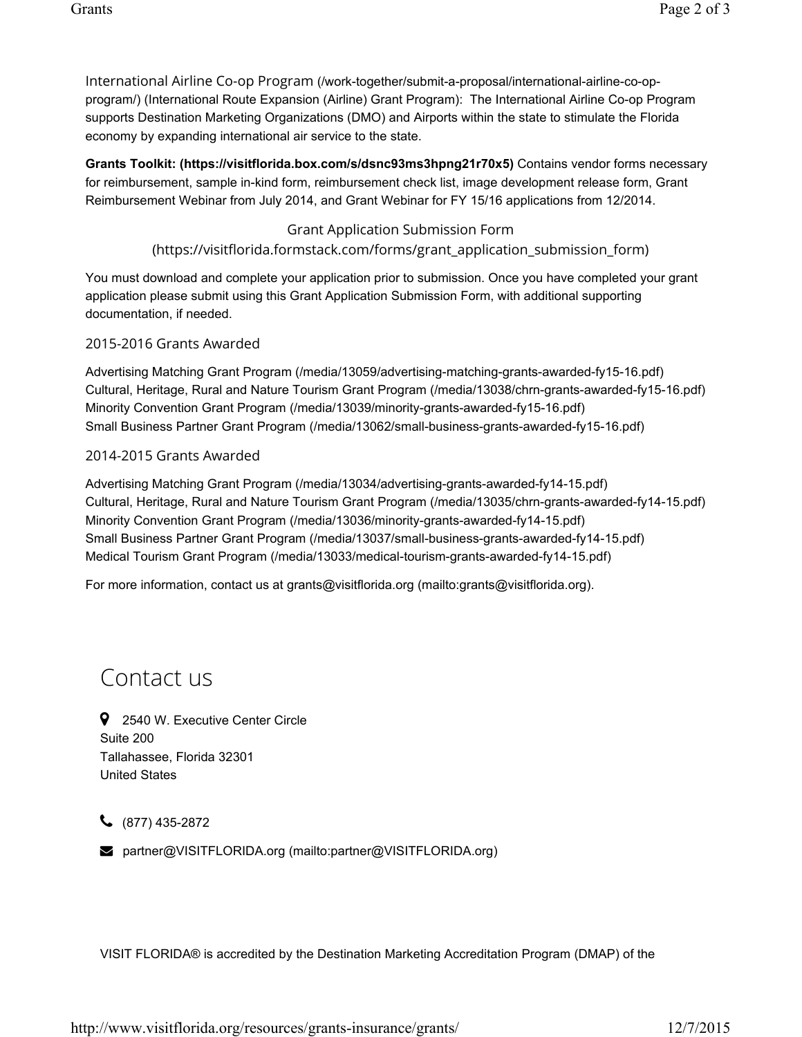International Airline Co-op Program (/work-together/submit-a-proposal/international-airline-co-op-program/) (International Route Expansion (Airline) Grant Program): The International Airline Co-op Program supports Destination Marketing Organizations (DMO) and Airports within the state to stimulate the Florida economy by expanding international air service to the state.

**Grants Toolkit: (https://visitflorida.box.com/s/dsnc93ms3hpng21r70x5)** Contains vendor forms necessary for reimbursement, sample in-kind form, reimbursement check list, image development release form, Grant Reimbursement Webinar from July 2014, and Grant Webinar for FY 15/16 applications from 12/2014.

Grant Application Submission Form (https://visitflorida.formstack.com/forms/grant_application_submission_form)

You must download and complete your application prior to submission. Once you have completed your grant application please submit using this Grant Application Submission Form, with additional supporting documentation, if needed.

### 2015-2016 Grants Awarded

Advertising Matching Grant Program (/media/13059/advertising-matching-grants-awarded-fy15-16.pdf)
Cultural, Heritage, Rural and Nature Tourism Grant Program (/media/13038/chrn-grants-awarded-fy15-16.pdf)
Minority Convention Grant Program (/media/13039/minority-grants-awarded-fy15-16.pdf)
Small Business Partner Grant Program (/media/13062/small-business-grants-awarded-fy15-16.pdf)

### 2014-2015 Grants Awarded

Advertising Matching Grant Program (/media/13034/advertising-grants-awarded-fy14-15.pdf)
Cultural, Heritage, Rural and Nature Tourism Grant Program (/media/13035/chrn-grants-awarded-fy14-15.pdf)
Minority Convention Grant Program (/media/13036/minority-grants-awarded-fy14-15.pdf)
Small Business Partner Grant Program (/media/13037/small-business-grants-awarded-fy14-15.pdf)
Medical Tourism Grant Program (/media/13033/medical-tourism-grants-awarded-fy14-15.pdf)

For more information, contact us at grants@visitflorida.org (mailto:grants@visitflorida.org).

## Contact us

2540 W. Executive Center Circle
Suite 200
Tallahassee, Florida 32301
United States

(877) 435-2872

partner@VISITFLORIDA.org (mailto:partner@VISITFLORIDA.org)

VISIT FLORIDA® is accredited by the Destination Marketing Accreditation Program (DMAP) of the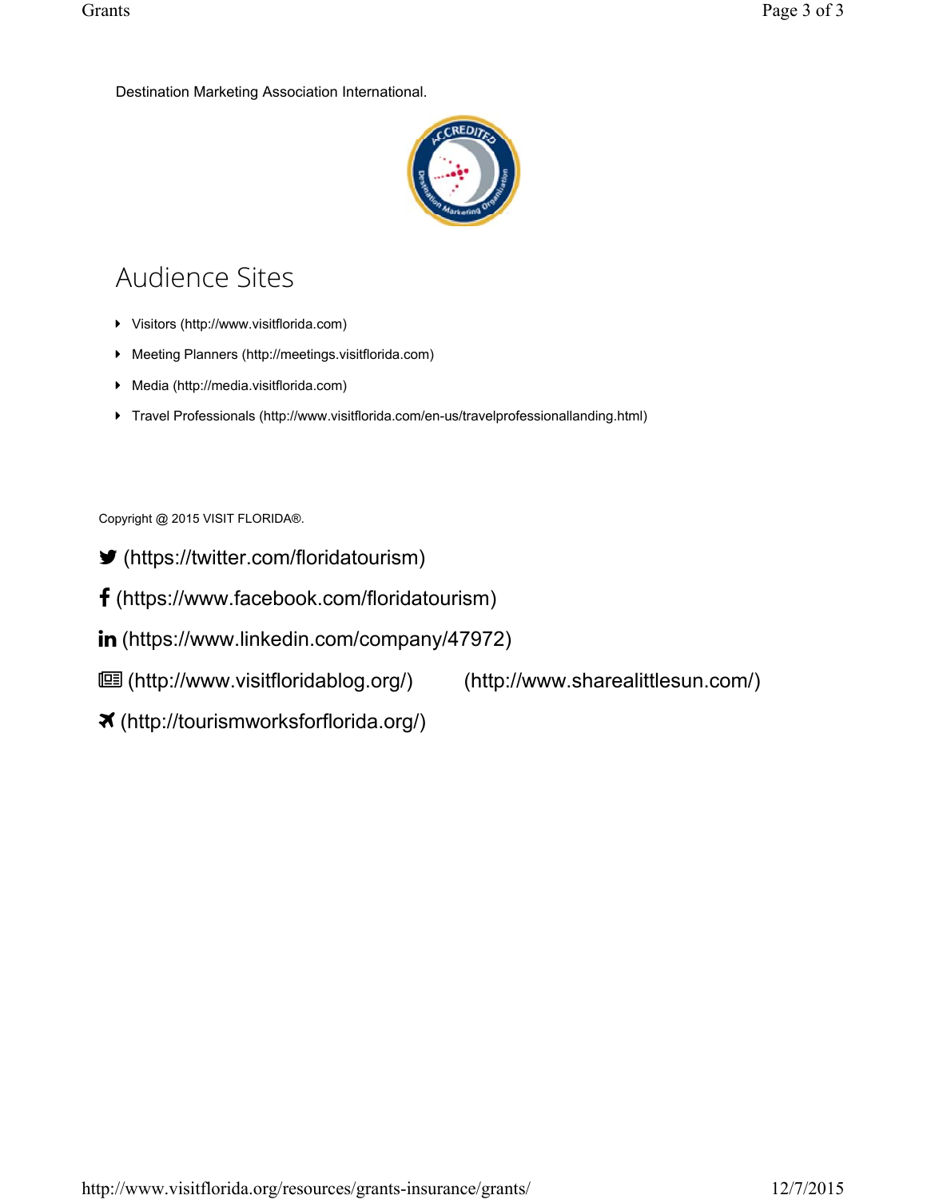Destination Marketing Association International.

## Audience Sites

- Visitors (http://www.visitflorida.com)
- Meeting Planners (http://meetings.visitflorida.com)
- Media (http://media.visitflorida.com)
- Travel Professionals (http://www.visitflorida.com/en-us/travelprofessionallanding.html)

Copyright @ 2015 VISIT FLORIDA®.

(https://twitter.com/floridatourism)

(https://www.facebook.com/floridatourism)

(https://www.linkedin.com/company/47972)

(http://www.visitfloridablog.org/) (http://www.sharealittlesun.com/)

(http://tourismworksforflorida.org/)